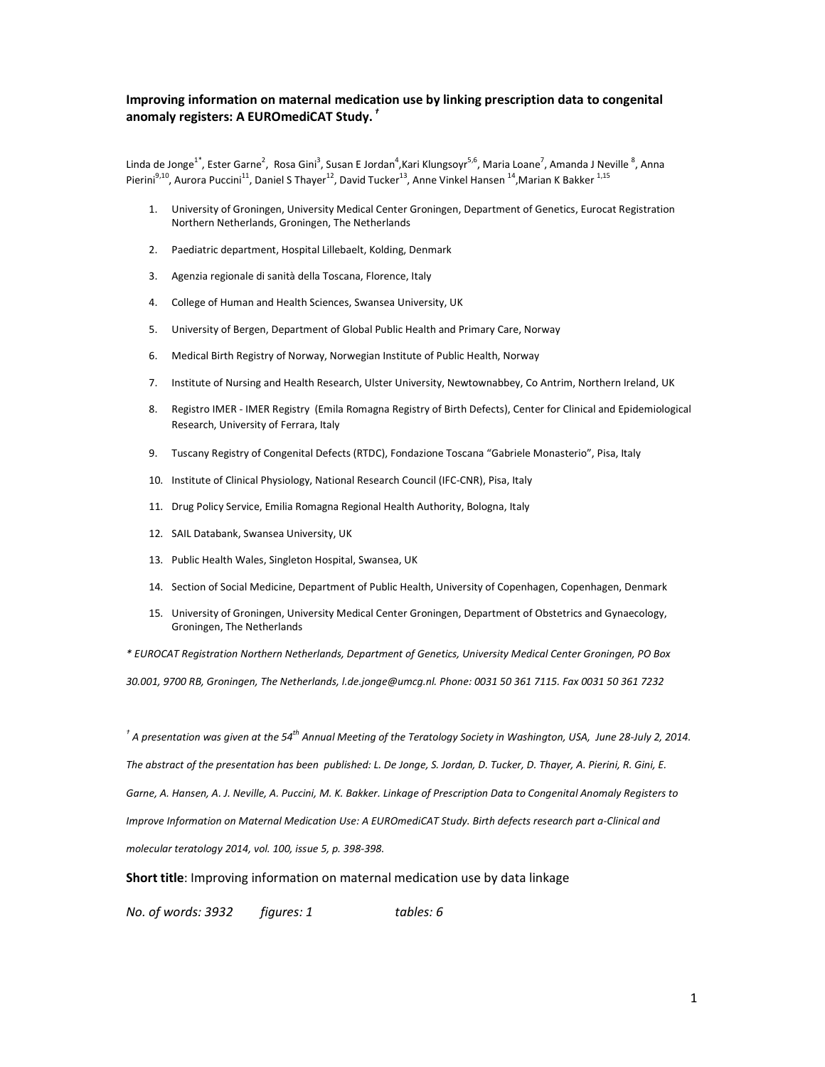# Improving information on maternal medication use by linking prescription data to congenital anomaly registers: A EUROmediCAT Study. †

Linda de Jonge[1*], Ester Garne[2], Rosa Gini[3], Susan E Jordan[4], Kari Klungsoyr[5,6], Maria Loane[7], Amanda J Neville[8], Anna Pierini[9,10], Aurora Puccini[11], Daniel S Thayer[12], David Tucker[13], Anne Vinkel Hansen[14], Marian K Bakker[1,15]

1. University of Groningen, University Medical Center Groningen, Department of Genetics, Eurocat Registration Northern Netherlands, Groningen, The Netherlands
2. Paediatric department, Hospital Lillebaelt, Kolding, Denmark
3. Agenzia regionale di sanità della Toscana, Florence, Italy
4. College of Human and Health Sciences, Swansea University, UK
5. University of Bergen, Department of Global Public Health and Primary Care, Norway
6. Medical Birth Registry of Norway, Norwegian Institute of Public Health, Norway
7. Institute of Nursing and Health Research, Ulster University, Newtownabbey, Co Antrim, Northern Ireland, UK
8. Registro IMER - IMER Registry (Emila Romagna Registry of Birth Defects), Center for Clinical and Epidemiological Research, University of Ferrara, Italy
9. Tuscany Registry of Congenital Defects (RTDC), Fondazione Toscana "Gabriele Monasterio", Pisa, Italy
10. Institute of Clinical Physiology, National Research Council (IFC-CNR), Pisa, Italy
11. Drug Policy Service, Emilia Romagna Regional Health Authority, Bologna, Italy
12. SAIL Databank, Swansea University, UK
13. Public Health Wales, Singleton Hospital, Swansea, UK
14. Section of Social Medicine, Department of Public Health, University of Copenhagen, Copenhagen, Denmark
15. University of Groningen, University Medical Center Groningen, Department of Obstetrics and Gynaecology, Groningen, The Netherlands

*\* EUROCAT Registration Northern Netherlands, Department of Genetics, University Medical Center Groningen, PO Box 30.001, 9700 RB, Groningen, The Netherlands, l.de.jonge@umcg.nl. Phone: 0031 50 361 7115. Fax 0031 50 361 7232*

*† A presentation was given at the 54th Annual Meeting of the Teratology Society in Washington, USA, June 28-July 2, 2014. The abstract of the presentation has been published: L. De Jonge, S. Jordan, D. Tucker, D. Thayer, A. Pierini, R. Gini, E. Garne, A. Hansen, A. J. Neville, A. Puccini, M. K. Bakker. Linkage of Prescription Data to Congenital Anomaly Registers to Improve Information on Maternal Medication Use: A EUROmediCAT Study. Birth defects research part a-Clinical and molecular teratology 2014, vol. 100, issue 5, p. 398-398.*

**Short title**: Improving information on maternal medication use by data linkage

*No. of words: 3932 figures: 1 tables: 6*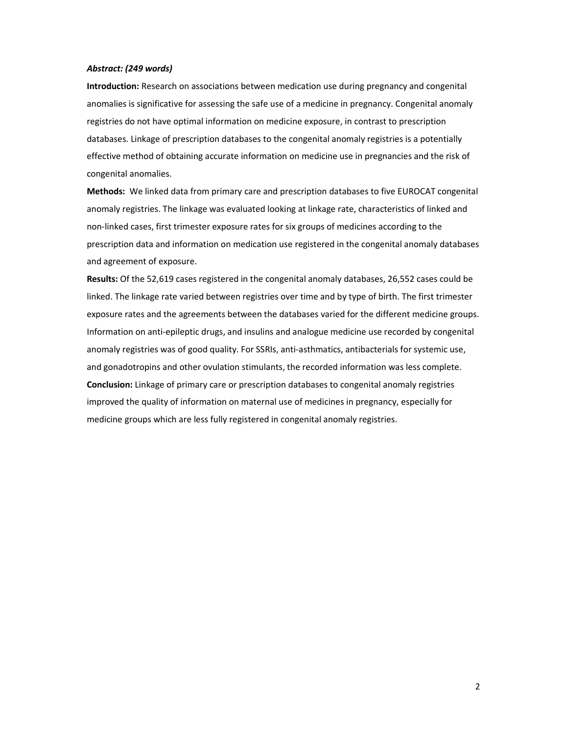***Abstract: (249 words)***

**Introduction:** Research on associations between medication use during pregnancy and congenital anomalies is significative for assessing the safe use of a medicine in pregnancy. Congenital anomaly registries do not have optimal information on medicine exposure, in contrast to prescription databases. Linkage of prescription databases to the congenital anomaly registries is a potentially effective method of obtaining accurate information on medicine use in pregnancies and the risk of congenital anomalies.

**Methods:** We linked data from primary care and prescription databases to five EUROCAT congenital anomaly registries. The linkage was evaluated looking at linkage rate, characteristics of linked and non-linked cases, first trimester exposure rates for six groups of medicines according to the prescription data and information on medication use registered in the congenital anomaly databases and agreement of exposure.

**Results:** Of the 52,619 cases registered in the congenital anomaly databases, 26,552 cases could be linked. The linkage rate varied between registries over time and by type of birth. The first trimester exposure rates and the agreements between the databases varied for the different medicine groups. Information on anti-epileptic drugs, and insulins and analogue medicine use recorded by congenital anomaly registries was of good quality. For SSRIs, anti-asthmatics, antibacterials for systemic use, and gonadotropins and other ovulation stimulants, the recorded information was less complete.

**Conclusion:** Linkage of primary care or prescription databases to congenital anomaly registries improved the quality of information on maternal use of medicines in pregnancy, especially for medicine groups which are less fully registered in congenital anomaly registries.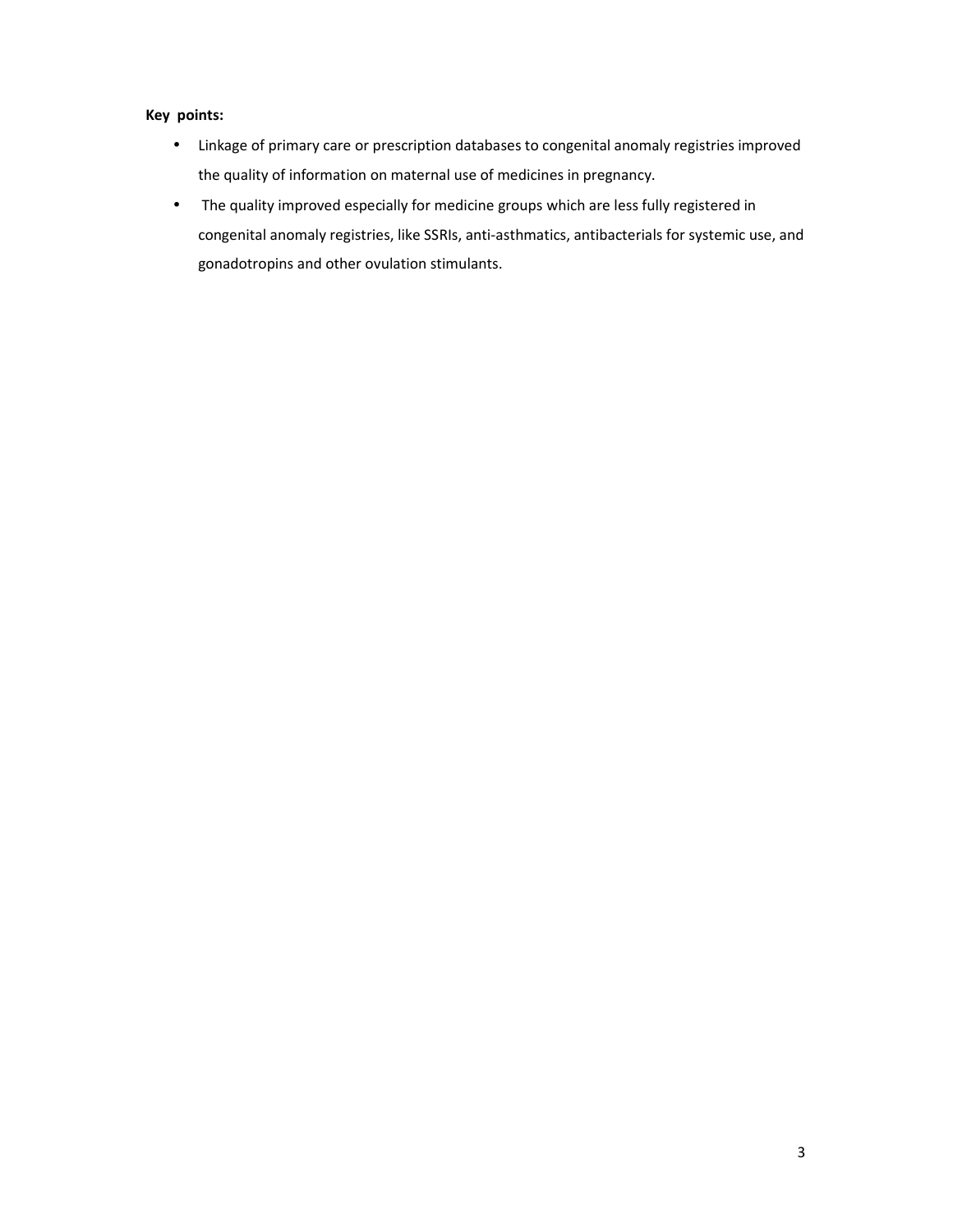**Key points:**

- Linkage of primary care or prescription databases to congenital anomaly registries improved the quality of information on maternal use of medicines in pregnancy.
- The quality improved especially for medicine groups which are less fully registered in congenital anomaly registries, like SSRIs, anti-asthmatics, antibacterials for systemic use, and gonadotropins and other ovulation stimulants.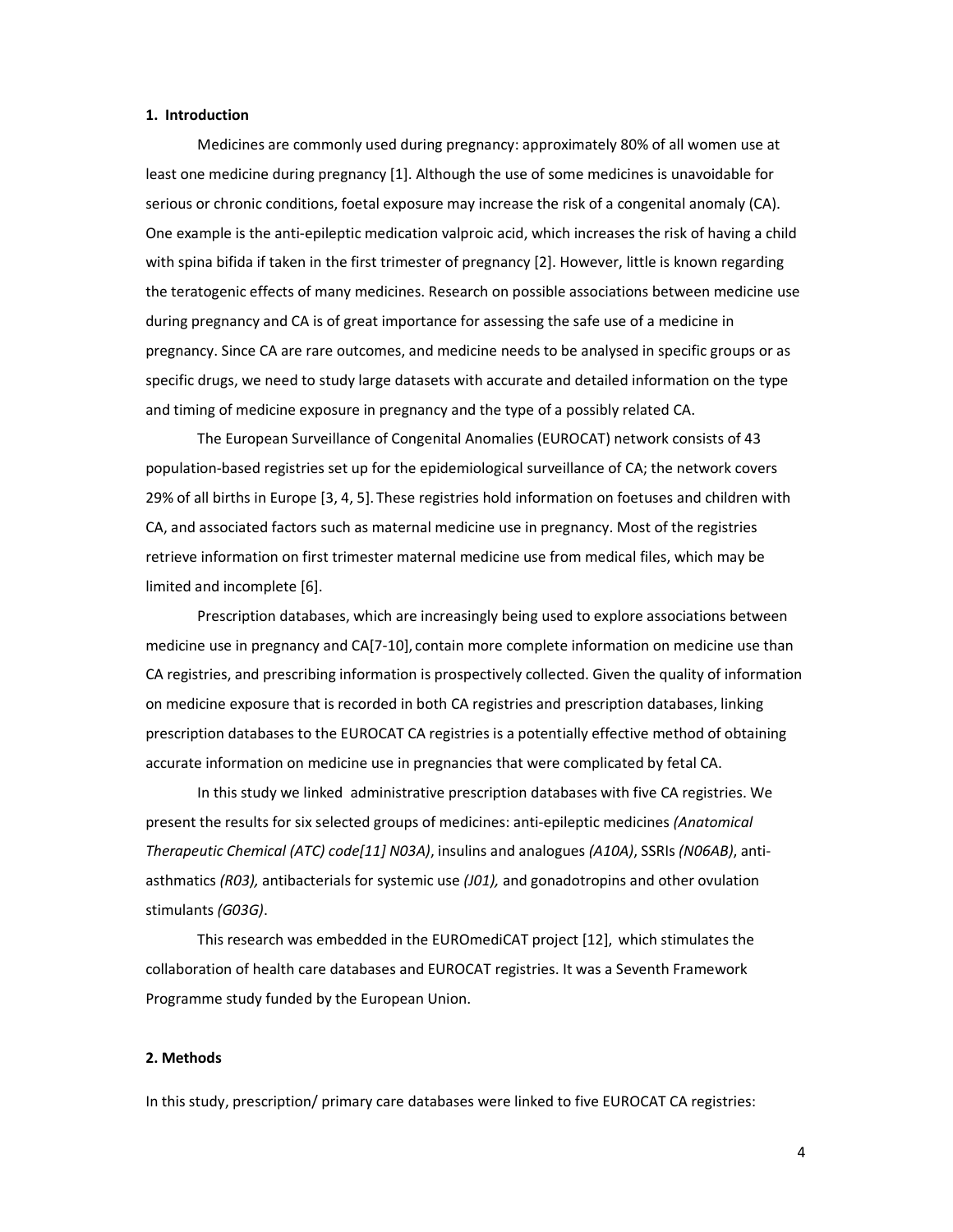## 1. Introduction

Medicines are commonly used during pregnancy: approximately 80% of all women use at least one medicine during pregnancy [1]. Although the use of some medicines is unavoidable for serious or chronic conditions, foetal exposure may increase the risk of a congenital anomaly (CA). One example is the anti-epileptic medication valproic acid, which increases the risk of having a child with spina bifida if taken in the first trimester of pregnancy [2]. However, little is known regarding the teratogenic effects of many medicines. Research on possible associations between medicine use during pregnancy and CA is of great importance for assessing the safe use of a medicine in pregnancy. Since CA are rare outcomes, and medicine needs to be analysed in specific groups or as specific drugs, we need to study large datasets with accurate and detailed information on the type and timing of medicine exposure in pregnancy and the type of a possibly related CA.

The European Surveillance of Congenital Anomalies (EUROCAT) network consists of 43 population-based registries set up for the epidemiological surveillance of CA; the network covers 29% of all births in Europe [3, 4, 5]. These registries hold information on foetuses and children with CA, and associated factors such as maternal medicine use in pregnancy. Most of the registries retrieve information on first trimester maternal medicine use from medical files, which may be limited and incomplete [6].

Prescription databases, which are increasingly being used to explore associations between medicine use in pregnancy and CA[7-10], contain more complete information on medicine use than CA registries, and prescribing information is prospectively collected. Given the quality of information on medicine exposure that is recorded in both CA registries and prescription databases, linking prescription databases to the EUROCAT CA registries is a potentially effective method of obtaining accurate information on medicine use in pregnancies that were complicated by fetal CA.

In this study we linked administrative prescription databases with five CA registries. We present the results for six selected groups of medicines: anti-epileptic medicines *(Anatomical Therapeutic Chemical (ATC) code[11] N03A)*, insulins and analogues *(A10A)*, SSRIs *(N06AB)*, anti-asthmatics *(R03),* antibacterials for systemic use *(J01),* and gonadotropins and other ovulation stimulants *(G03G)*.

This research was embedded in the EUROmediCAT project [12], which stimulates the collaboration of health care databases and EUROCAT registries. It was a Seventh Framework Programme study funded by the European Union.

## 2. Methods

In this study, prescription/ primary care databases were linked to five EUROCAT CA registries: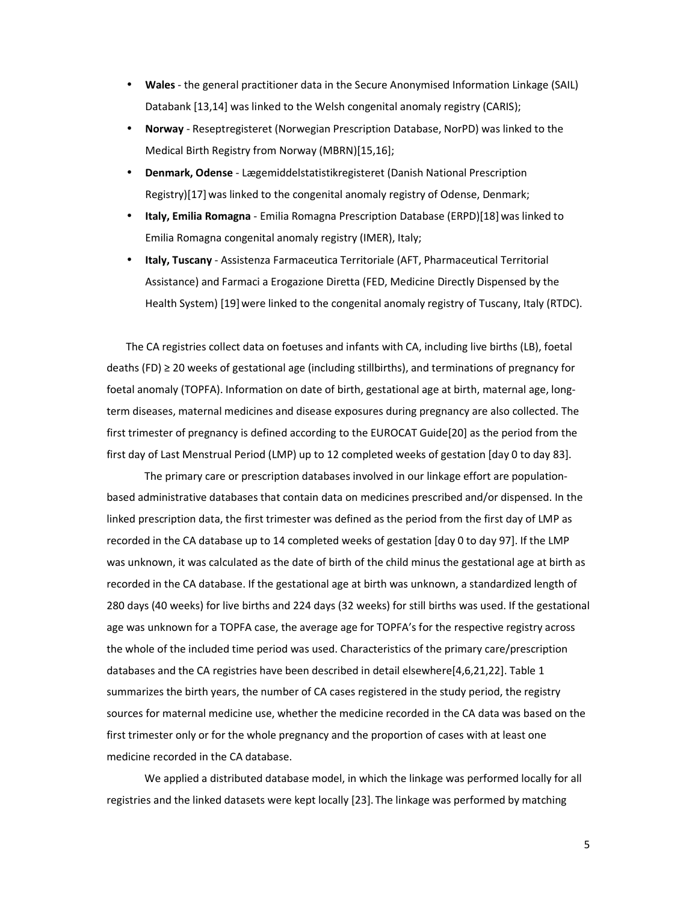- **Wales** - the general practitioner data in the Secure Anonymised Information Linkage (SAIL) Databank [13,14] was linked to the Welsh congenital anomaly registry (CARIS);
- **Norway** - Reseptregisteret (Norwegian Prescription Database, NorPD) was linked to the Medical Birth Registry from Norway (MBRN)[15,16];
- **Denmark, Odense** - Lægemiddelstatistikregisteret (Danish National Prescription Registry)[17] was linked to the congenital anomaly registry of Odense, Denmark;
- **Italy, Emilia Romagna** - Emilia Romagna Prescription Database (ERPD)[18] was linked to Emilia Romagna congenital anomaly registry (IMER), Italy;
- **Italy, Tuscany** - Assistenza Farmaceutica Territoriale (AFT, Pharmaceutical Territorial Assistance) and Farmaci a Erogazione Diretta (FED, Medicine Directly Dispensed by the Health System) [19] were linked to the congenital anomaly registry of Tuscany, Italy (RTDC).

The CA registries collect data on foetuses and infants with CA, including live births (LB), foetal deaths (FD) ≥ 20 weeks of gestational age (including stillbirths), and terminations of pregnancy for foetal anomaly (TOPFA). Information on date of birth, gestational age at birth, maternal age, long-term diseases, maternal medicines and disease exposures during pregnancy are also collected. The first trimester of pregnancy is defined according to the EUROCAT Guide[20] as the period from the first day of Last Menstrual Period (LMP) up to 12 completed weeks of gestation [day 0 to day 83].

The primary care or prescription databases involved in our linkage effort are population-based administrative databases that contain data on medicines prescribed and/or dispensed. In the linked prescription data, the first trimester was defined as the period from the first day of LMP as recorded in the CA database up to 14 completed weeks of gestation [day 0 to day 97]. If the LMP was unknown, it was calculated as the date of birth of the child minus the gestational age at birth as recorded in the CA database. If the gestational age at birth was unknown, a standardized length of 280 days (40 weeks) for live births and 224 days (32 weeks) for still births was used. If the gestational age was unknown for a TOPFA case, the average age for TOPFA's for the respective registry across the whole of the included time period was used. Characteristics of the primary care/prescription databases and the CA registries have been described in detail elsewhere[4,6,21,22]. Table 1 summarizes the birth years, the number of CA cases registered in the study period, the registry sources for maternal medicine use, whether the medicine recorded in the CA data was based on the first trimester only or for the whole pregnancy and the proportion of cases with at least one medicine recorded in the CA database.

We applied a distributed database model, in which the linkage was performed locally for all registries and the linked datasets were kept locally [23]. The linkage was performed by matching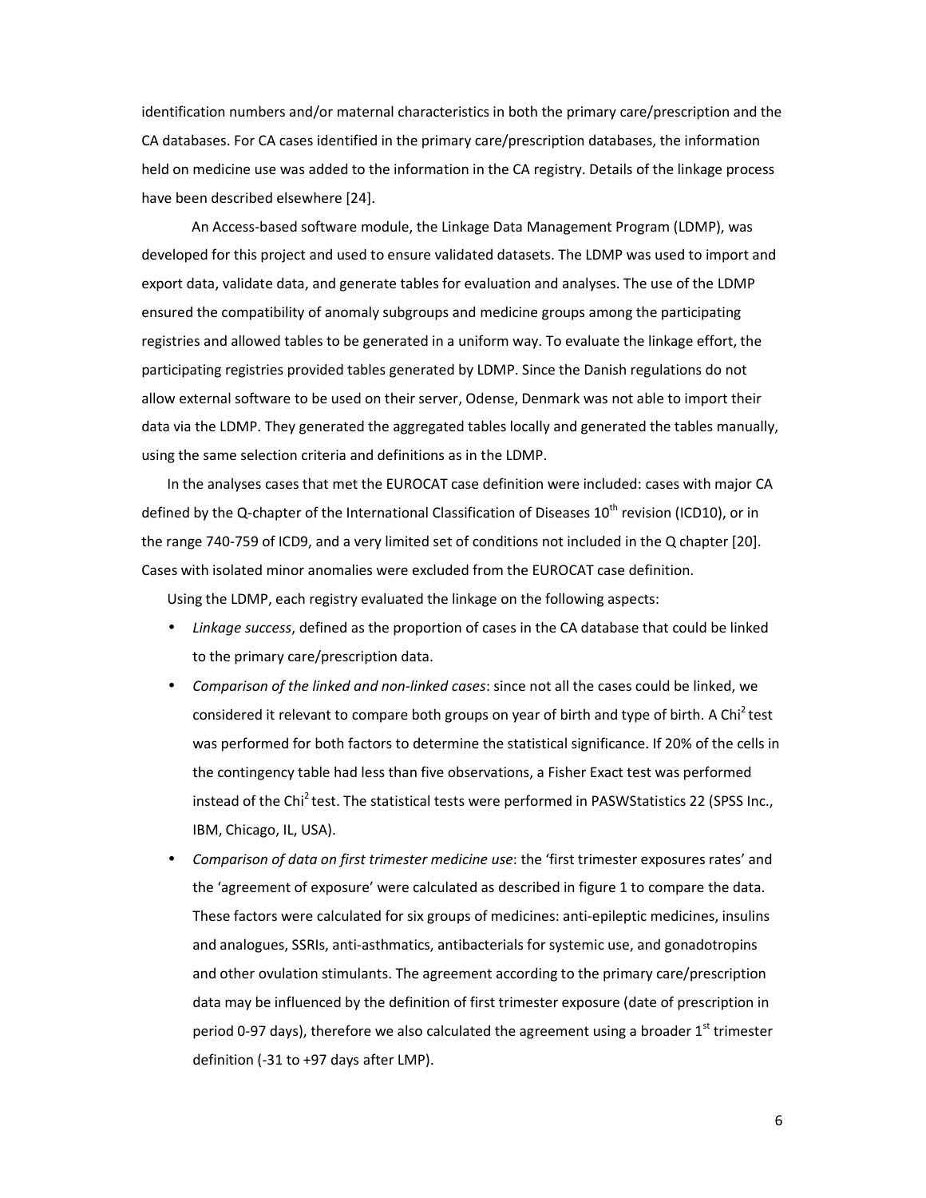identification numbers and/or maternal characteristics in both the primary care/prescription and the CA databases. For CA cases identified in the primary care/prescription databases, the information held on medicine use was added to the information in the CA registry. Details of the linkage process have been described elsewhere [24].

An Access-based software module, the Linkage Data Management Program (LDMP), was developed for this project and used to ensure validated datasets. The LDMP was used to import and export data, validate data, and generate tables for evaluation and analyses. The use of the LDMP ensured the compatibility of anomaly subgroups and medicine groups among the participating registries and allowed tables to be generated in a uniform way. To evaluate the linkage effort, the participating registries provided tables generated by LDMP. Since the Danish regulations do not allow external software to be used on their server, Odense, Denmark was not able to import their data via the LDMP. They generated the aggregated tables locally and generated the tables manually, using the same selection criteria and definitions as in the LDMP.

In the analyses cases that met the EUROCAT case definition were included: cases with major CA defined by the Q-chapter of the International Classification of Diseases 10$^{th}$ revision (ICD10), or in the range 740-759 of ICD9, and a very limited set of conditions not included in the Q chapter [20]. Cases with isolated minor anomalies were excluded from the EUROCAT case definition.

Using the LDMP, each registry evaluated the linkage on the following aspects:

- *Linkage success*, defined as the proportion of cases in the CA database that could be linked to the primary care/prescription data.
- *Comparison of the linked and non-linked cases*: since not all the cases could be linked, we considered it relevant to compare both groups on year of birth and type of birth. A $Chi^2$ test was performed for both factors to determine the statistical significance. If 20% of the cells in the contingency table had less than five observations, a Fisher Exact test was performed instead of the $Chi^2$ test. The statistical tests were performed in PASWStatistics 22 (SPSS Inc., IBM, Chicago, IL, USA).
- *Comparison of data on first trimester medicine use*: the 'first trimester exposures rates' and the 'agreement of exposure' were calculated as described in figure 1 to compare the data. These factors were calculated for six groups of medicines: anti-epileptic medicines, insulins and analogues, SSRIs, anti-asthmatics, antibacterials for systemic use, and gonadotropins and other ovulation stimulants. The agreement according to the primary care/prescription data may be influenced by the definition of first trimester exposure (date of prescription in period 0-97 days), therefore we also calculated the agreement using a broader 1$^{st}$ trimester definition (-31 to +97 days after LMP).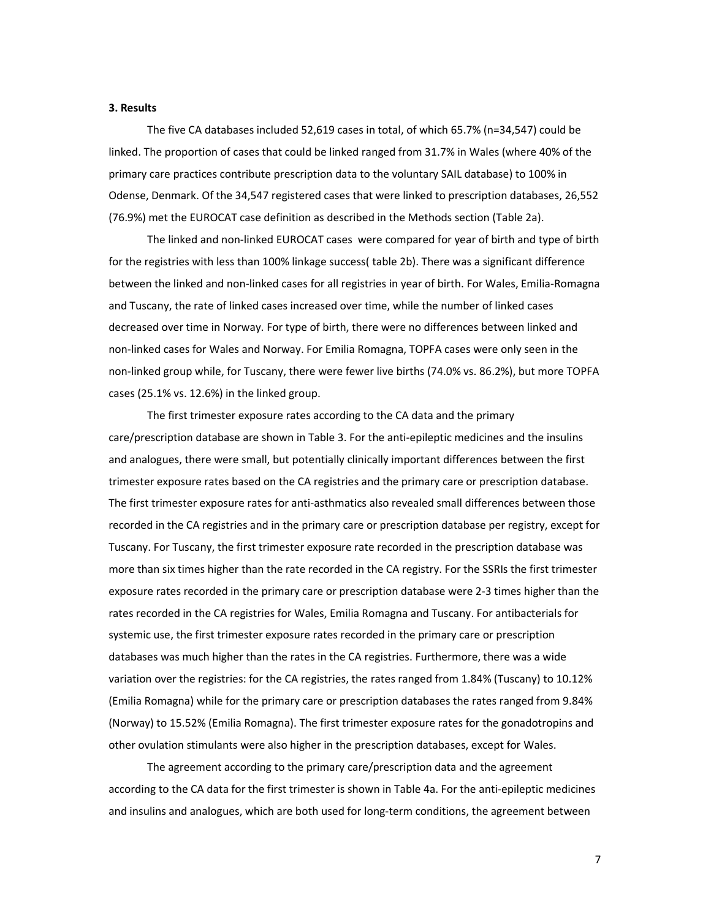### 3. Results

The five CA databases included 52,619 cases in total, of which 65.7% (n=34,547) could be linked. The proportion of cases that could be linked ranged from 31.7% in Wales (where 40% of the primary care practices contribute prescription data to the voluntary SAIL database) to 100% in Odense, Denmark. Of the 34,547 registered cases that were linked to prescription databases, 26,552 (76.9%) met the EUROCAT case definition as described in the Methods section (Table 2a).

The linked and non-linked EUROCAT cases were compared for year of birth and type of birth for the registries with less than 100% linkage success( table 2b). There was a significant difference between the linked and non-linked cases for all registries in year of birth. For Wales, Emilia-Romagna and Tuscany, the rate of linked cases increased over time, while the number of linked cases decreased over time in Norway. For type of birth, there were no differences between linked and non-linked cases for Wales and Norway. For Emilia Romagna, TOPFA cases were only seen in the non-linked group while, for Tuscany, there were fewer live births (74.0% vs. 86.2%), but more TOPFA cases (25.1% vs. 12.6%) in the linked group.

The first trimester exposure rates according to the CA data and the primary care/prescription database are shown in Table 3. For the anti-epileptic medicines and the insulins and analogues, there were small, but potentially clinically important differences between the first trimester exposure rates based on the CA registries and the primary care or prescription database. The first trimester exposure rates for anti-asthmatics also revealed small differences between those recorded in the CA registries and in the primary care or prescription database per registry, except for Tuscany. For Tuscany, the first trimester exposure rate recorded in the prescription database was more than six times higher than the rate recorded in the CA registry. For the SSRIs the first trimester exposure rates recorded in the primary care or prescription database were 2-3 times higher than the rates recorded in the CA registries for Wales, Emilia Romagna and Tuscany. For antibacterials for systemic use, the first trimester exposure rates recorded in the primary care or prescription databases was much higher than the rates in the CA registries. Furthermore, there was a wide variation over the registries: for the CA registries, the rates ranged from 1.84% (Tuscany) to 10.12% (Emilia Romagna) while for the primary care or prescription databases the rates ranged from 9.84% (Norway) to 15.52% (Emilia Romagna). The first trimester exposure rates for the gonadotropins and other ovulation stimulants were also higher in the prescription databases, except for Wales.

The agreement according to the primary care/prescription data and the agreement according to the CA data for the first trimester is shown in Table 4a. For the anti-epileptic medicines and insulins and analogues, which are both used for long-term conditions, the agreement between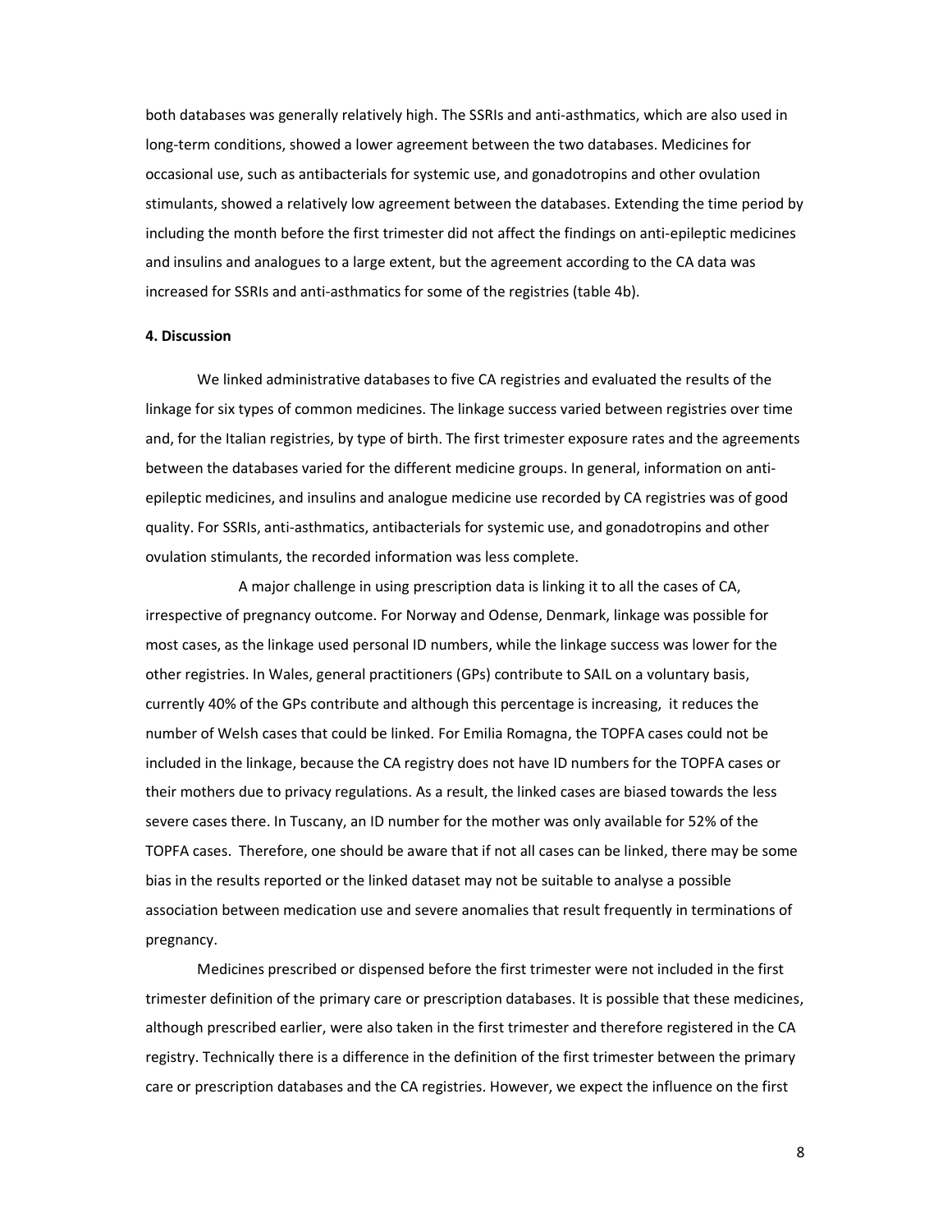both databases was generally relatively high. The SSRIs and anti-asthmatics, which are also used in long-term conditions, showed a lower agreement between the two databases. Medicines for occasional use, such as antibacterials for systemic use, and gonadotropins and other ovulation stimulants, showed a relatively low agreement between the databases. Extending the time period by including the month before the first trimester did not affect the findings on anti-epileptic medicines and insulins and analogues to a large extent, but the agreement according to the CA data was increased for SSRIs and anti-asthmatics for some of the registries (table 4b).

## 4. Discussion

We linked administrative databases to five CA registries and evaluated the results of the linkage for six types of common medicines. The linkage success varied between registries over time and, for the Italian registries, by type of birth. The first trimester exposure rates and the agreements between the databases varied for the different medicine groups. In general, information on anti-epileptic medicines, and insulins and analogue medicine use recorded by CA registries was of good quality. For SSRIs, anti-asthmatics, antibacterials for systemic use, and gonadotropins and other ovulation stimulants, the recorded information was less complete.

A major challenge in using prescription data is linking it to all the cases of CA, irrespective of pregnancy outcome. For Norway and Odense, Denmark, linkage was possible for most cases, as the linkage used personal ID numbers, while the linkage success was lower for the other registries. In Wales, general practitioners (GPs) contribute to SAIL on a voluntary basis, currently 40% of the GPs contribute and although this percentage is increasing, it reduces the number of Welsh cases that could be linked. For Emilia Romagna, the TOPFA cases could not be included in the linkage, because the CA registry does not have ID numbers for the TOPFA cases or their mothers due to privacy regulations. As a result, the linked cases are biased towards the less severe cases there. In Tuscany, an ID number for the mother was only available for 52% of the TOPFA cases. Therefore, one should be aware that if not all cases can be linked, there may be some bias in the results reported or the linked dataset may not be suitable to analyse a possible association between medication use and severe anomalies that result frequently in terminations of pregnancy.

Medicines prescribed or dispensed before the first trimester were not included in the first trimester definition of the primary care or prescription databases. It is possible that these medicines, although prescribed earlier, were also taken in the first trimester and therefore registered in the CA registry. Technically there is a difference in the definition of the first trimester between the primary care or prescription databases and the CA registries. However, we expect the influence on the first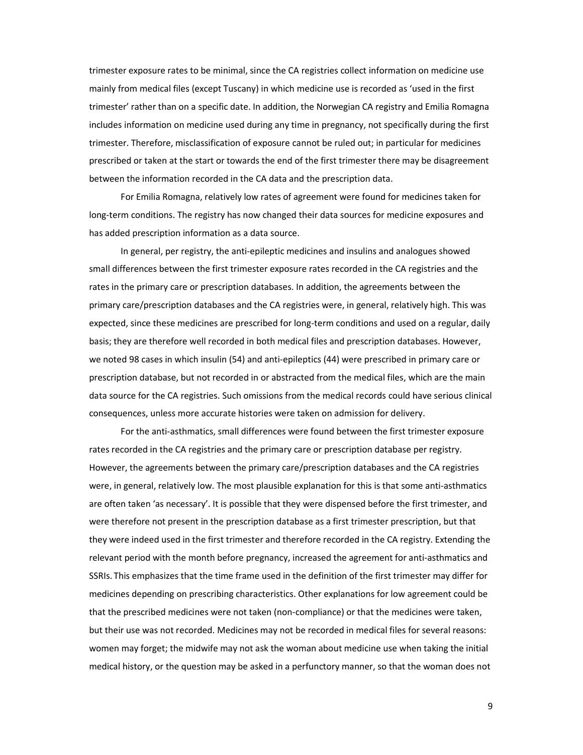trimester exposure rates to be minimal, since the CA registries collect information on medicine use mainly from medical files (except Tuscany) in which medicine use is recorded as 'used in the first trimester' rather than on a specific date. In addition, the Norwegian CA registry and Emilia Romagna includes information on medicine used during any time in pregnancy, not specifically during the first trimester. Therefore, misclassification of exposure cannot be ruled out; in particular for medicines prescribed or taken at the start or towards the end of the first trimester there may be disagreement between the information recorded in the CA data and the prescription data.

For Emilia Romagna, relatively low rates of agreement were found for medicines taken for long-term conditions. The registry has now changed their data sources for medicine exposures and has added prescription information as a data source.

In general, per registry, the anti-epileptic medicines and insulins and analogues showed small differences between the first trimester exposure rates recorded in the CA registries and the rates in the primary care or prescription databases. In addition, the agreements between the primary care/prescription databases and the CA registries were, in general, relatively high. This was expected, since these medicines are prescribed for long-term conditions and used on a regular, daily basis; they are therefore well recorded in both medical files and prescription databases. However, we noted 98 cases in which insulin (54) and anti-epileptics (44) were prescribed in primary care or prescription database, but not recorded in or abstracted from the medical files, which are the main data source for the CA registries. Such omissions from the medical records could have serious clinical consequences, unless more accurate histories were taken on admission for delivery.

For the anti-asthmatics, small differences were found between the first trimester exposure rates recorded in the CA registries and the primary care or prescription database per registry. However, the agreements between the primary care/prescription databases and the CA registries were, in general, relatively low. The most plausible explanation for this is that some anti-asthmatics are often taken 'as necessary'. It is possible that they were dispensed before the first trimester, and were therefore not present in the prescription database as a first trimester prescription, but that they were indeed used in the first trimester and therefore recorded in the CA registry. Extending the relevant period with the month before pregnancy, increased the agreement for anti-asthmatics and SSRIs. This emphasizes that the time frame used in the definition of the first trimester may differ for medicines depending on prescribing characteristics. Other explanations for low agreement could be that the prescribed medicines were not taken (non-compliance) or that the medicines were taken, but their use was not recorded. Medicines may not be recorded in medical files for several reasons: women may forget; the midwife may not ask the woman about medicine use when taking the initial medical history, or the question may be asked in a perfunctory manner, so that the woman does not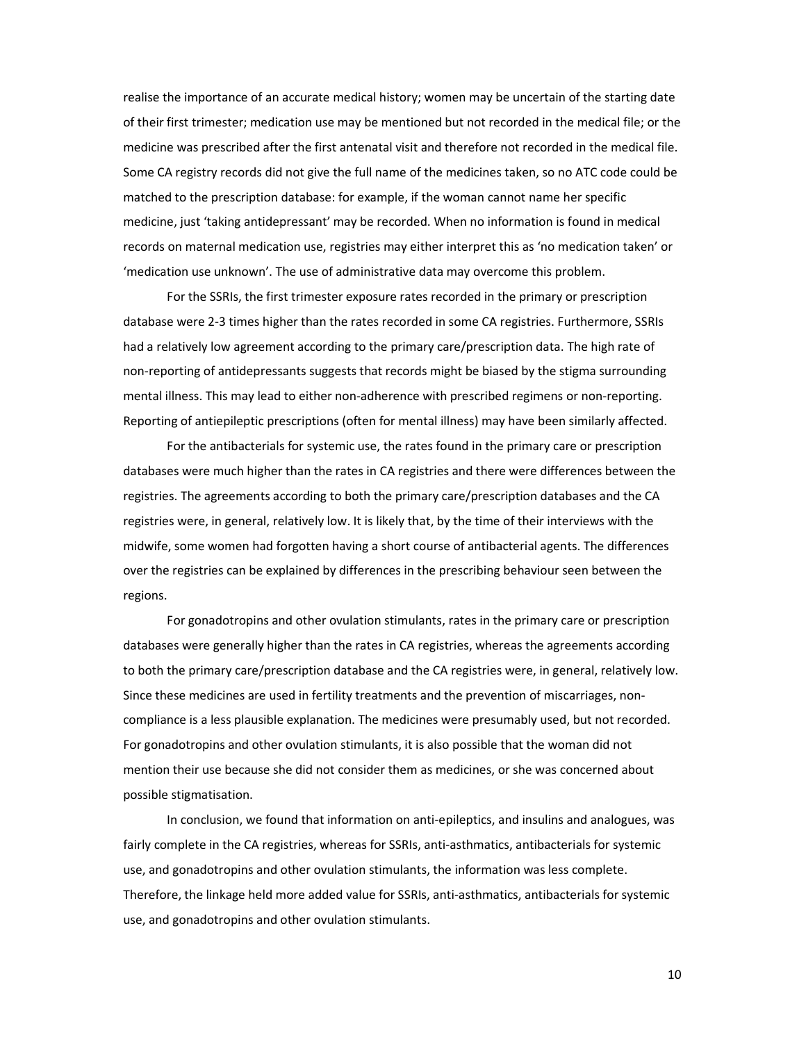realise the importance of an accurate medical history; women may be uncertain of the starting date of their first trimester; medication use may be mentioned but not recorded in the medical file; or the medicine was prescribed after the first antenatal visit and therefore not recorded in the medical file. Some CA registry records did not give the full name of the medicines taken, so no ATC code could be matched to the prescription database: for example, if the woman cannot name her specific medicine, just 'taking antidepressant' may be recorded. When no information is found in medical records on maternal medication use, registries may either interpret this as 'no medication taken' or 'medication use unknown'. The use of administrative data may overcome this problem.

For the SSRIs, the first trimester exposure rates recorded in the primary or prescription database were 2-3 times higher than the rates recorded in some CA registries. Furthermore, SSRIs had a relatively low agreement according to the primary care/prescription data. The high rate of non-reporting of antidepressants suggests that records might be biased by the stigma surrounding mental illness. This may lead to either non-adherence with prescribed regimens or non-reporting. Reporting of antiepileptic prescriptions (often for mental illness) may have been similarly affected.

For the antibacterials for systemic use, the rates found in the primary care or prescription databases were much higher than the rates in CA registries and there were differences between the registries. The agreements according to both the primary care/prescription databases and the CA registries were, in general, relatively low. It is likely that, by the time of their interviews with the midwife, some women had forgotten having a short course of antibacterial agents. The differences over the registries can be explained by differences in the prescribing behaviour seen between the regions.

For gonadotropins and other ovulation stimulants, rates in the primary care or prescription databases were generally higher than the rates in CA registries, whereas the agreements according to both the primary care/prescription database and the CA registries were, in general, relatively low. Since these medicines are used in fertility treatments and the prevention of miscarriages, non-compliance is a less plausible explanation. The medicines were presumably used, but not recorded. For gonadotropins and other ovulation stimulants, it is also possible that the woman did not mention their use because she did not consider them as medicines, or she was concerned about possible stigmatisation.

In conclusion, we found that information on anti-epileptics, and insulins and analogues, was fairly complete in the CA registries, whereas for SSRIs, anti-asthmatics, antibacterials for systemic use, and gonadotropins and other ovulation stimulants, the information was less complete. Therefore, the linkage held more added value for SSRIs, anti-asthmatics, antibacterials for systemic use, and gonadotropins and other ovulation stimulants.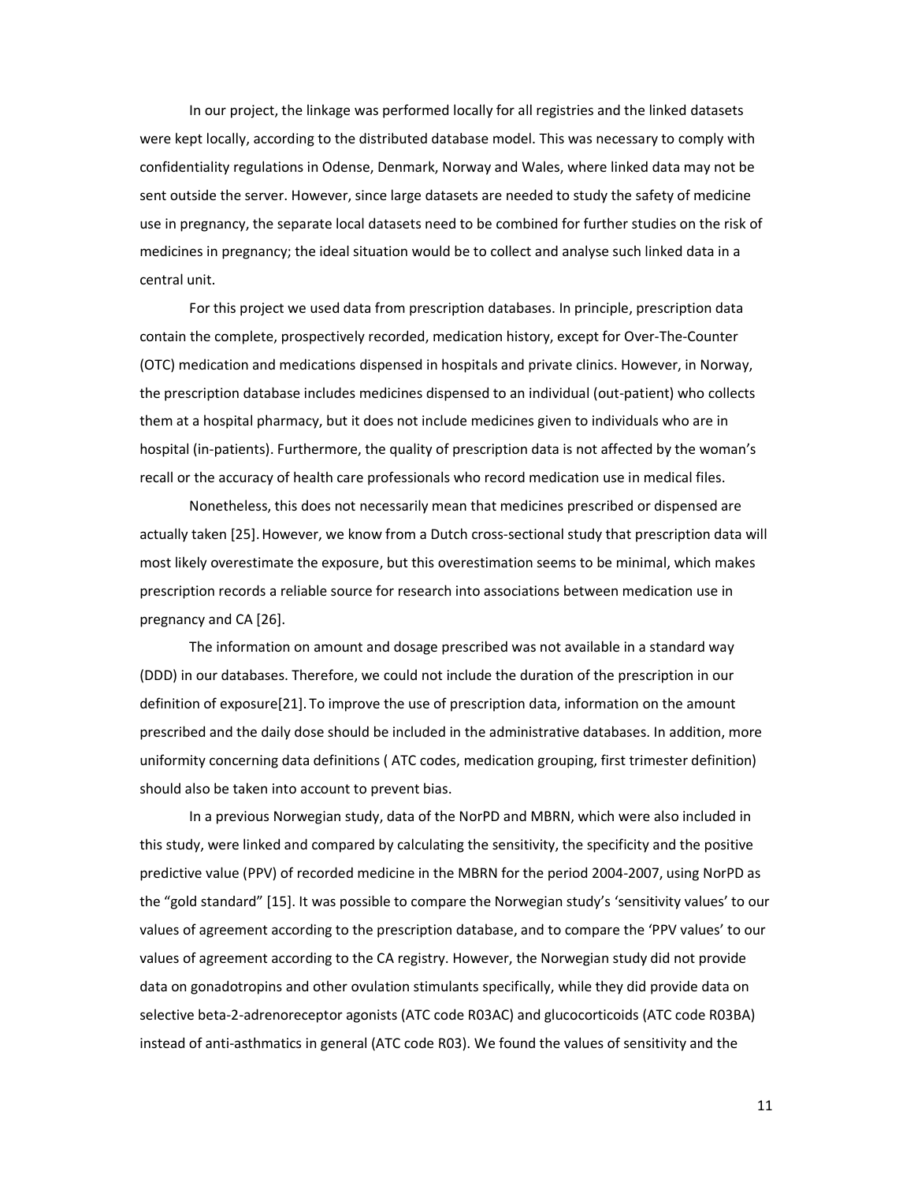In our project, the linkage was performed locally for all registries and the linked datasets were kept locally, according to the distributed database model. This was necessary to comply with confidentiality regulations in Odense, Denmark, Norway and Wales, where linked data may not be sent outside the server. However, since large datasets are needed to study the safety of medicine use in pregnancy, the separate local datasets need to be combined for further studies on the risk of medicines in pregnancy; the ideal situation would be to collect and analyse such linked data in a central unit.

For this project we used data from prescription databases. In principle, prescription data contain the complete, prospectively recorded, medication history, except for Over-The-Counter (OTC) medication and medications dispensed in hospitals and private clinics. However, in Norway, the prescription database includes medicines dispensed to an individual (out-patient) who collects them at a hospital pharmacy, but it does not include medicines given to individuals who are in hospital (in-patients). Furthermore, the quality of prescription data is not affected by the woman's recall or the accuracy of health care professionals who record medication use in medical files.

Nonetheless, this does not necessarily mean that medicines prescribed or dispensed are actually taken [25]. However, we know from a Dutch cross-sectional study that prescription data will most likely overestimate the exposure, but this overestimation seems to be minimal, which makes prescription records a reliable source for research into associations between medication use in pregnancy and CA [26].

The information on amount and dosage prescribed was not available in a standard way (DDD) in our databases. Therefore, we could not include the duration of the prescription in our definition of exposure[21]. To improve the use of prescription data, information on the amount prescribed and the daily dose should be included in the administrative databases. In addition, more uniformity concerning data definitions ( ATC codes, medication grouping, first trimester definition) should also be taken into account to prevent bias.

In a previous Norwegian study, data of the NorPD and MBRN, which were also included in this study, were linked and compared by calculating the sensitivity, the specificity and the positive predictive value (PPV) of recorded medicine in the MBRN for the period 2004-2007, using NorPD as the "gold standard" [15]. It was possible to compare the Norwegian study's 'sensitivity values' to our values of agreement according to the prescription database, and to compare the 'PPV values' to our values of agreement according to the CA registry. However, the Norwegian study did not provide data on gonadotropins and other ovulation stimulants specifically, while they did provide data on selective beta-2-adrenoreceptor agonists (ATC code R03AC) and glucocorticoids (ATC code R03BA) instead of anti-asthmatics in general (ATC code R03). We found the values of sensitivity and the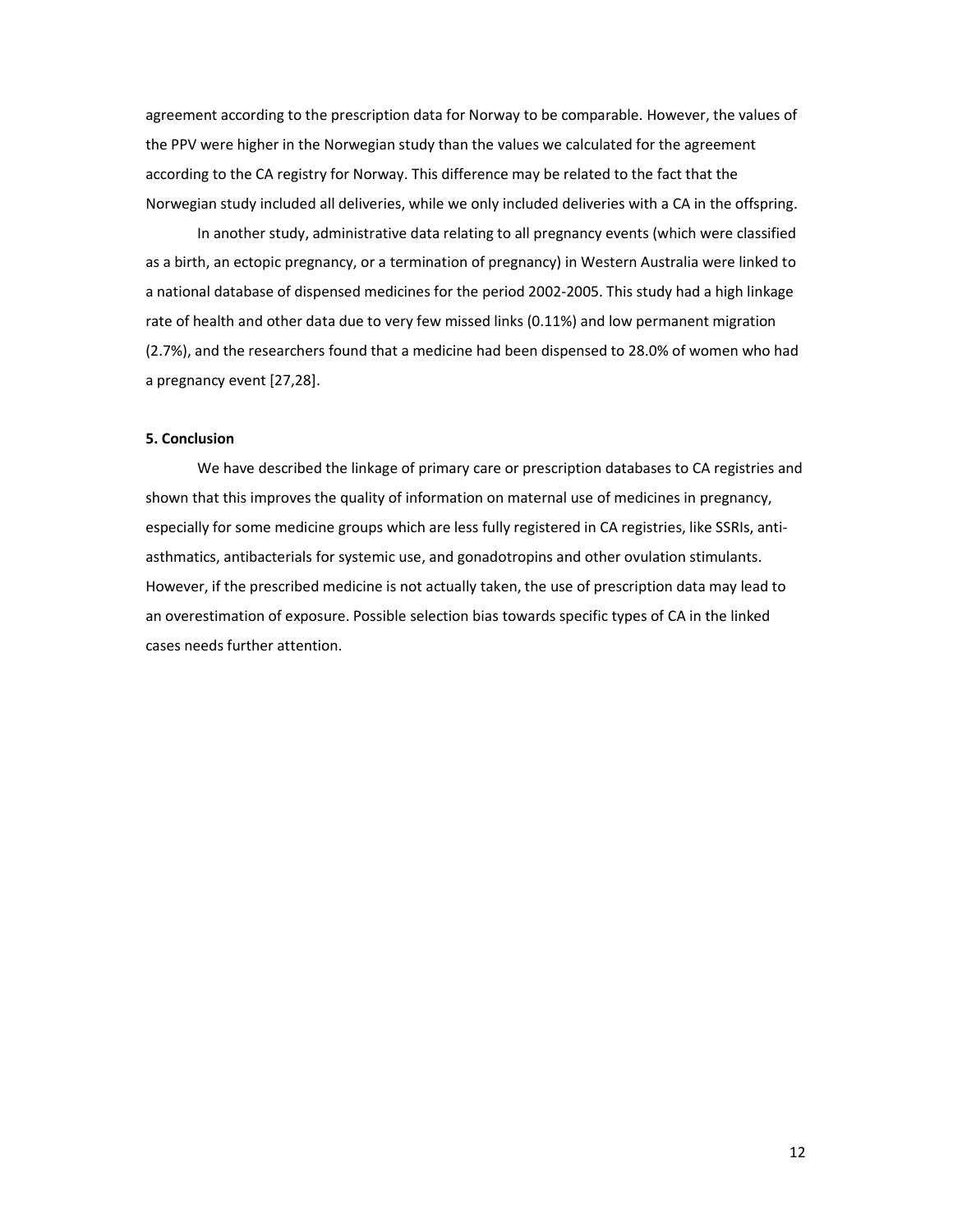agreement according to the prescription data for Norway to be comparable. However, the values of the PPV were higher in the Norwegian study than the values we calculated for the agreement according to the CA registry for Norway. This difference may be related to the fact that the Norwegian study included all deliveries, while we only included deliveries with a CA in the offspring.

In another study, administrative data relating to all pregnancy events (which were classified as a birth, an ectopic pregnancy, or a termination of pregnancy) in Western Australia were linked to a national database of dispensed medicines for the period 2002-2005. This study had a high linkage rate of health and other data due to very few missed links (0.11%) and low permanent migration (2.7%), and the researchers found that a medicine had been dispensed to 28.0% of women who had a pregnancy event [27,28].

**5. Conclusion**

We have described the linkage of primary care or prescription databases to CA registries and shown that this improves the quality of information on maternal use of medicines in pregnancy, especially for some medicine groups which are less fully registered in CA registries, like SSRIs, anti-asthmatics, antibacterials for systemic use, and gonadotropins and other ovulation stimulants. However, if the prescribed medicine is not actually taken, the use of prescription data may lead to an overestimation of exposure. Possible selection bias towards specific types of CA in the linked cases needs further attention.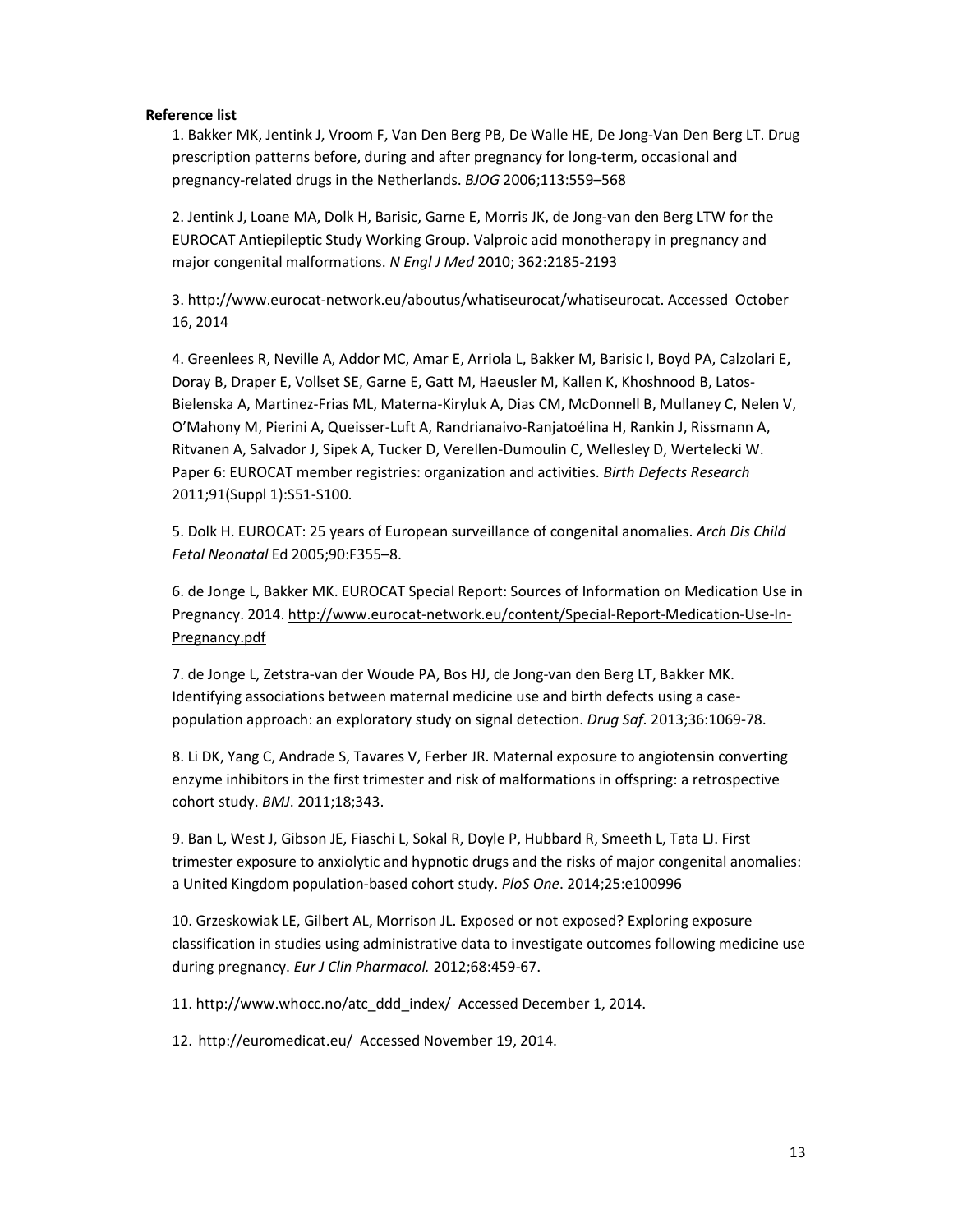**Reference list**

1. Bakker MK, Jentink J, Vroom F, Van Den Berg PB, De Walle HE, De Jong-Van Den Berg LT. Drug prescription patterns before, during and after pregnancy for long-term, occasional and pregnancy-related drugs in the Netherlands. *BJOG* 2006;113:559–568

2. Jentink J, Loane MA, Dolk H, Barisic, Garne E, Morris JK, de Jong-van den Berg LTW for the EUROCAT Antiepileptic Study Working Group. Valproic acid monotherapy in pregnancy and major congenital malformations. *N Engl J Med* 2010; 362:2185-2193

3. http://www.eurocat-network.eu/aboutus/whatiseurocat/whatiseurocat. Accessed October 16, 2014

4. Greenlees R, Neville A, Addor MC, Amar E, Arriola L, Bakker M, Barisic I, Boyd PA, Calzolari E, Doray B, Draper E, Vollset SE, Garne E, Gatt M, Haeusler M, Kallen K, Khoshnood B, Latos-Bielenska A, Martinez-Frias ML, Materna-Kiryluk A, Dias CM, McDonnell B, Mullaney C, Nelen V, O'Mahony M, Pierini A, Queisser-Luft A, Randrianaivo-Ranjatoélina H, Rankin J, Rissmann A, Ritvanen A, Salvador J, Sipek A, Tucker D, Verellen-Dumoulin C, Wellesley D, Wertelecki W. Paper 6: EUROCAT member registries: organization and activities. *Birth Defects Research* 2011;91(Suppl 1):S51-S100.

5. Dolk H. EUROCAT: 25 years of European surveillance of congenital anomalies. *Arch Dis Child Fetal Neonatal* Ed 2005;90:F355–8.

6. de Jonge L, Bakker MK. EUROCAT Special Report: Sources of Information on Medication Use in Pregnancy. 2014. http://www.eurocat-network.eu/content/Special-Report-Medication-Use-In-Pregnancy.pdf

7. de Jonge L, Zetstra-van der Woude PA, Bos HJ, de Jong-van den Berg LT, Bakker MK. Identifying associations between maternal medicine use and birth defects using a case-population approach: an exploratory study on signal detection. *Drug Saf*. 2013;36:1069-78.

8. Li DK, Yang C, Andrade S, Tavares V, Ferber JR. Maternal exposure to angiotensin converting enzyme inhibitors in the first trimester and risk of malformations in offspring: a retrospective cohort study. *BMJ*. 2011;18;343.

9. Ban L, West J, Gibson JE, Fiaschi L, Sokal R, Doyle P, Hubbard R, Smeeth L, Tata LJ. First trimester exposure to anxiolytic and hypnotic drugs and the risks of major congenital anomalies: a United Kingdom population-based cohort study. *PloS One*. 2014;25:e100996

10. Grzeskowiak LE, Gilbert AL, Morrison JL. Exposed or not exposed? Exploring exposure classification in studies using administrative data to investigate outcomes following medicine use during pregnancy. *Eur J Clin Pharmacol.* 2012;68:459-67.

11. http://www.whocc.no/atc_ddd_index/ Accessed December 1, 2014.

12. http://euromedicat.eu/ Accessed November 19, 2014.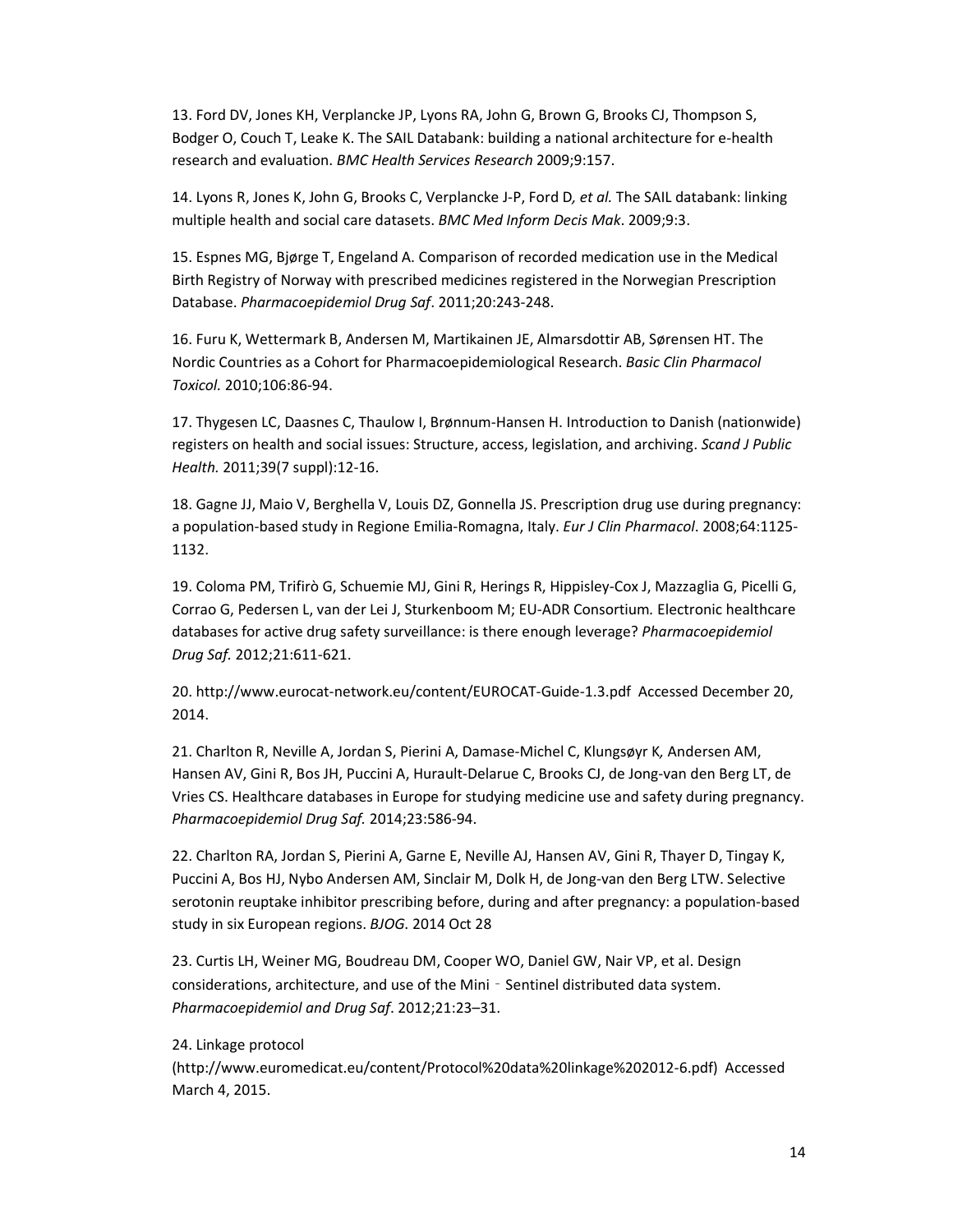13. Ford DV, Jones KH, Verplancke JP, Lyons RA, John G, Brown G, Brooks CJ, Thompson S, Bodger O, Couch T, Leake K. The SAIL Databank: building a national architecture for e-health research and evaluation. *BMC Health Services Research* 2009;9:157.

14. Lyons R, Jones K, John G, Brooks C, Verplancke J-P, Ford D*, et al.* The SAIL databank: linking multiple health and social care datasets. *BMC Med Inform Decis Mak*. 2009;9:3.

15. Espnes MG, Bjørge T, Engeland A. Comparison of recorded medication use in the Medical Birth Registry of Norway with prescribed medicines registered in the Norwegian Prescription Database. *Pharmacoepidemiol Drug Saf*. 2011;20:243-248.

16. Furu K, Wettermark B, Andersen M, Martikainen JE, Almarsdottir AB, Sørensen HT. The Nordic Countries as a Cohort for Pharmacoepidemiological Research. *Basic Clin Pharmacol Toxicol.* 2010;106:86-94.

17. Thygesen LC, Daasnes C, Thaulow I, Brønnum-Hansen H. Introduction to Danish (nationwide) registers on health and social issues: Structure, access, legislation, and archiving. *Scand J Public Health.* 2011;39(7 suppl):12-16.

18. Gagne JJ, Maio V, Berghella V, Louis DZ, Gonnella JS. Prescription drug use during pregnancy: a population-based study in Regione Emilia-Romagna, Italy. *Eur J Clin Pharmacol*. 2008;64:1125-1132.

19. Coloma PM, Trifirò G, Schuemie MJ, Gini R, Herings R, Hippisley-Cox J, Mazzaglia G, Picelli G, Corrao G, Pedersen L, van der Lei J, Sturkenboom M; EU-ADR Consortium. Electronic healthcare databases for active drug safety surveillance: is there enough leverage? *Pharmacoepidemiol Drug Saf.* 2012;21:611-621.

20. http://www.eurocat-network.eu/content/EUROCAT-Guide-1.3.pdf Accessed December 20, 2014.

21. Charlton R, Neville A, Jordan S, Pierini A, Damase-Michel C, Klungsøyr K*,* Andersen AM, Hansen AV, Gini R, Bos JH, Puccini A, Hurault-Delarue C, Brooks CJ, de Jong-van den Berg LT, de Vries CS. Healthcare databases in Europe for studying medicine use and safety during pregnancy. *Pharmacoepidemiol Drug Saf.* 2014;23:586-94.

22. Charlton RA, Jordan S, Pierini A, Garne E, Neville AJ, Hansen AV, Gini R, Thayer D, Tingay K, Puccini A, Bos HJ, Nybo Andersen AM, Sinclair M, Dolk H, de Jong-van den Berg LTW. Selective serotonin reuptake inhibitor prescribing before, during and after pregnancy: a population-based study in six European regions. *BJOG.* 2014 Oct 28

23. Curtis LH, Weiner MG, Boudreau DM, Cooper WO, Daniel GW, Nair VP, et al. Design considerations, architecture, and use of the Mini‐Sentinel distributed data system. *Pharmacoepidemiol and Drug Saf*. 2012;21:23–31.

24. Linkage protocol (http://www.euromedicat.eu/content/Protocol%20data%20linkage%202012-6.pdf) Accessed March 4, 2015.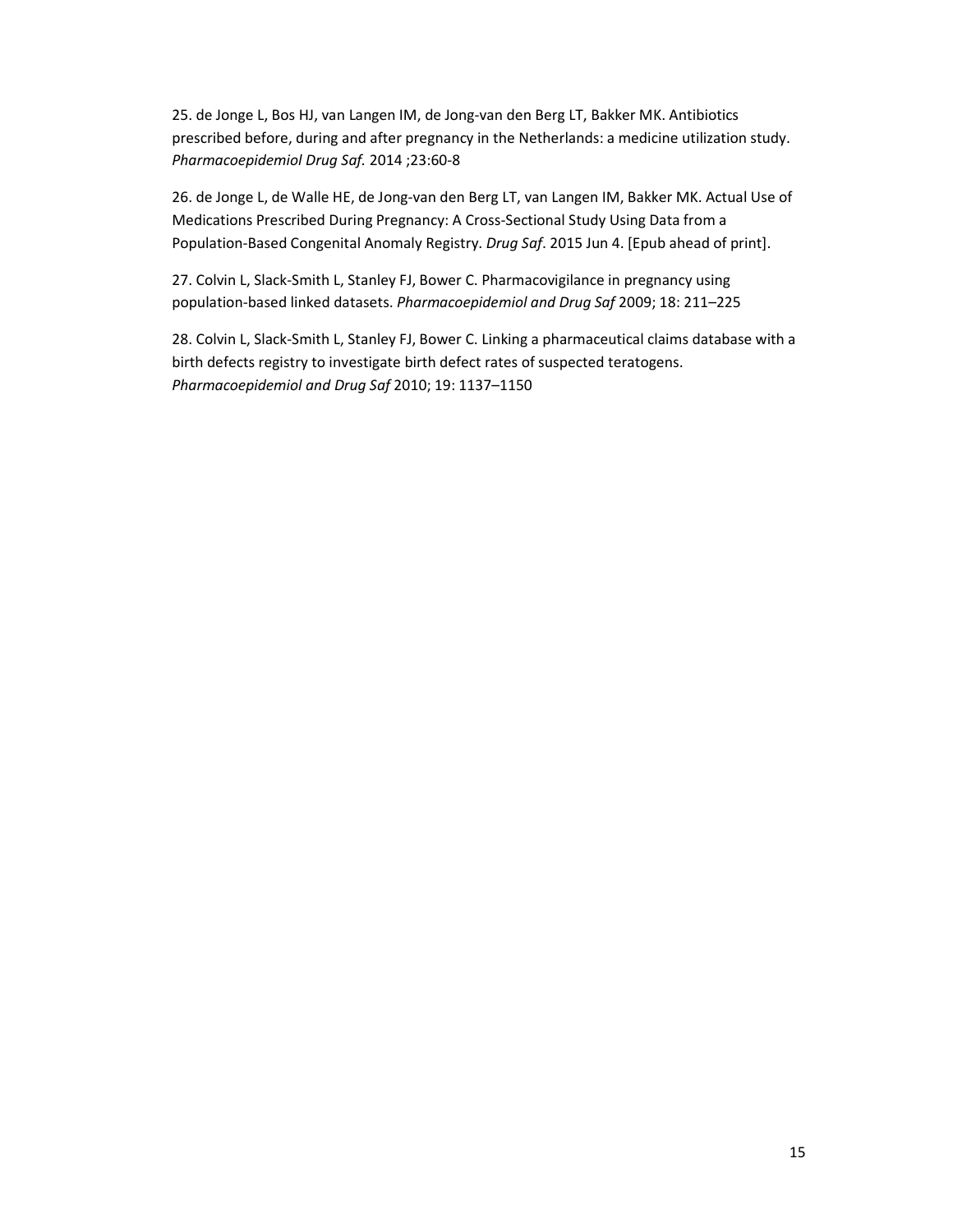25. de Jonge L, Bos HJ, van Langen IM, de Jong-van den Berg LT, Bakker MK. Antibiotics prescribed before, during and after pregnancy in the Netherlands: a medicine utilization study. *Pharmacoepidemiol Drug Saf.* 2014 ;23:60-8

26. de Jonge L, de Walle HE, de Jong-van den Berg LT, van Langen IM, Bakker MK. Actual Use of Medications Prescribed During Pregnancy: A Cross-Sectional Study Using Data from a Population-Based Congenital Anomaly Registry. *Drug Saf*. 2015 Jun 4. [Epub ahead of print].

27. Colvin L, Slack-Smith L, Stanley FJ, Bower C. Pharmacovigilance in pregnancy using population-based linked datasets. *Pharmacoepidemiol and Drug Saf* 2009; 18: 211–225

28. Colvin L, Slack-Smith L, Stanley FJ, Bower C. Linking a pharmaceutical claims database with a birth defects registry to investigate birth defect rates of suspected teratogens. *Pharmacoepidemiol and Drug Saf* 2010; 19: 1137–1150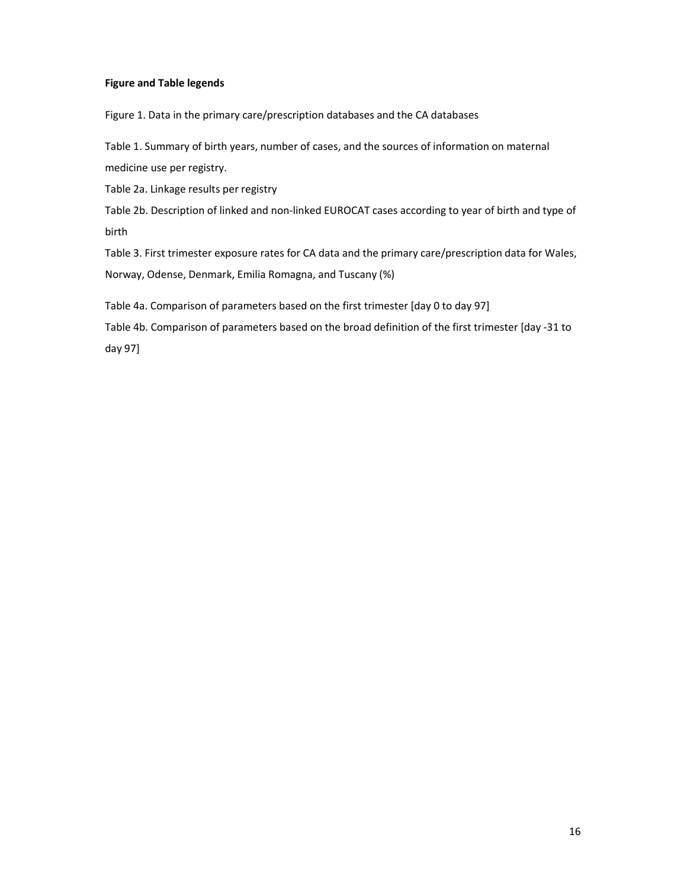**Figure and Table legends**

Figure 1. Data in the primary care/prescription databases and the CA databases

Table 1. Summary of birth years, number of cases, and the sources of information on maternal medicine use per registry.

Table 2a. Linkage results per registry

Table 2b. Description of linked and non-linked EUROCAT cases according to year of birth and type of birth

Table 3. First trimester exposure rates for CA data and the primary care/prescription data for Wales, Norway, Odense, Denmark, Emilia Romagna, and Tuscany (%)

Table 4a. Comparison of parameters based on the first trimester [day 0 to day 97]

Table 4b. Comparison of parameters based on the broad definition of the first trimester [day -31 to day 97]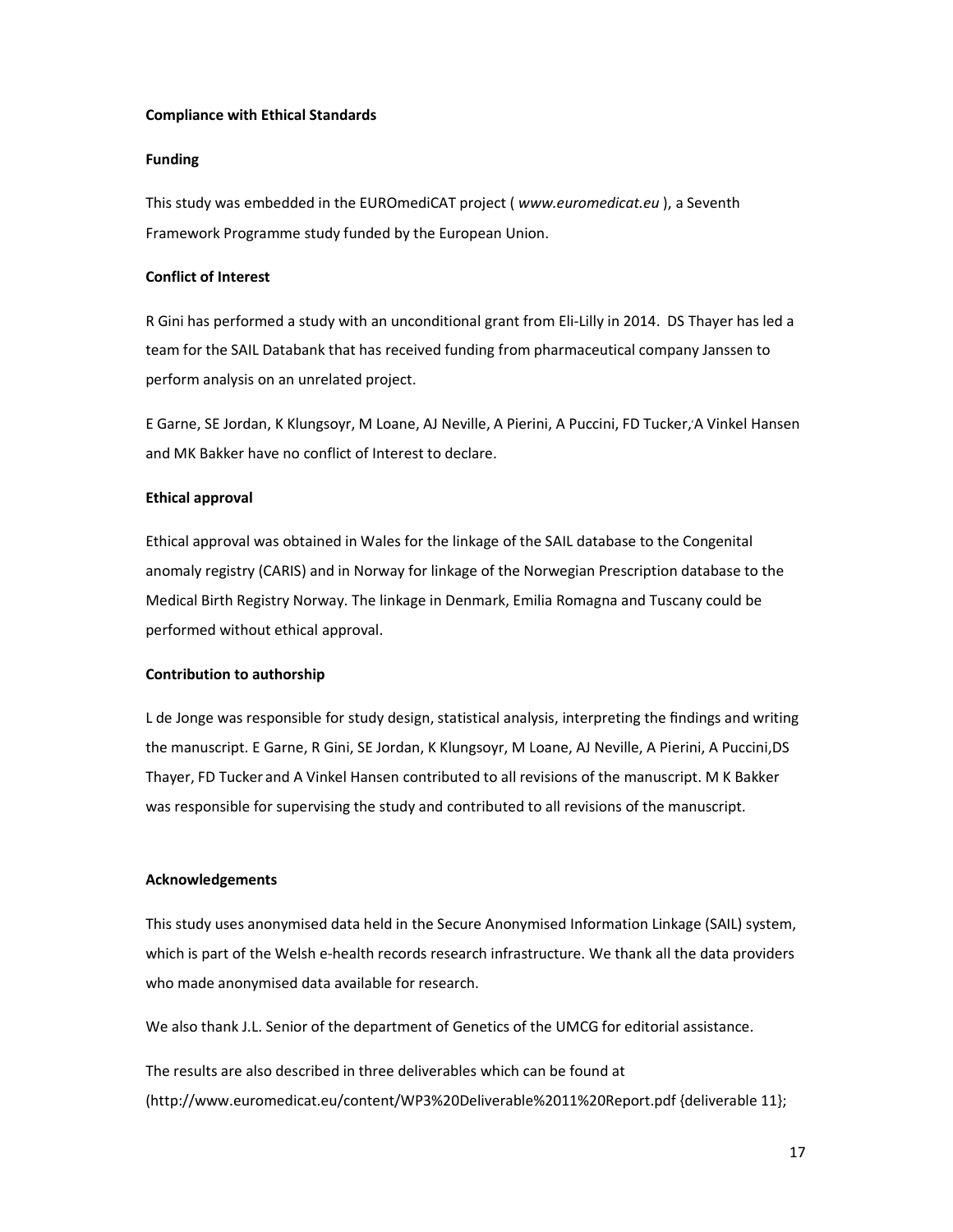### Compliance with Ethical Standards

#### Funding

This study was embedded in the EUROmediCAT project ( *www.euromedicat.eu* ), a Seventh Framework Programme study funded by the European Union.

#### Conflict of Interest

R Gini has performed a study with an unconditional grant from Eli-Lilly in 2014. DS Thayer has led a team for the SAIL Databank that has received funding from pharmaceutical company Janssen to perform analysis on an unrelated project.

E Garne, SE Jordan, K Klungsoyr, M Loane, AJ Neville, A Pierini, A Puccini, FD Tucker, A Vinkel Hansen and MK Bakker have no conflict of Interest to declare.

#### Ethical approval

Ethical approval was obtained in Wales for the linkage of the SAIL database to the Congenital anomaly registry (CARIS) and in Norway for linkage of the Norwegian Prescription database to the Medical Birth Registry Norway. The linkage in Denmark, Emilia Romagna and Tuscany could be performed without ethical approval.

#### Contribution to authorship

L de Jonge was responsible for study design, statistical analysis, interpreting the findings and writing the manuscript. E Garne, R Gini, SE Jordan, K Klungsoyr, M Loane, AJ Neville, A Pierini, A Puccini,DS Thayer, FD Tucker and A Vinkel Hansen contributed to all revisions of the manuscript. M K Bakker was responsible for supervising the study and contributed to all revisions of the manuscript.

#### Acknowledgements

This study uses anonymised data held in the Secure Anonymised Information Linkage (SAIL) system, which is part of the Welsh e-health records research infrastructure. We thank all the data providers who made anonymised data available for research.

We also thank J.L. Senior of the department of Genetics of the UMCG for editorial assistance.

The results are also described in three deliverables which can be found at (http://www.euromedicat.eu/content/WP3%20Deliverable%2011%20Report.pdf {deliverable 11};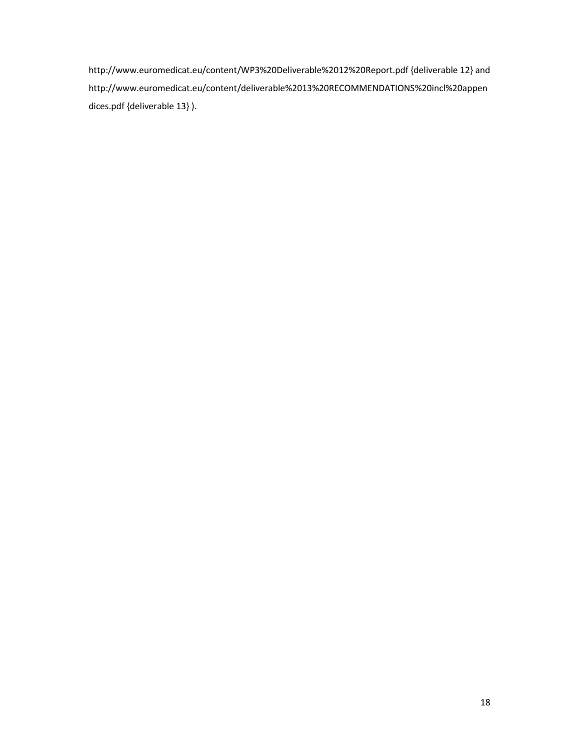http://www.euromedicat.eu/content/WP3%20Deliverable%2012%20Report.pdf {deliverable 12} and http://www.euromedicat.eu/content/deliverable%2013%20RECOMMENDATIONS%20incl%20appendices.pdf {deliverable 13} ).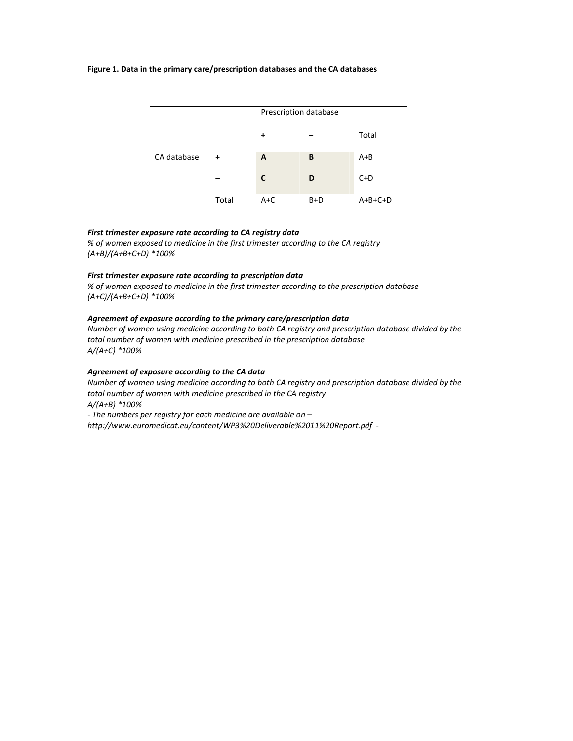**Figure 1. Data in the primary care/prescription databases and the CA databases**

| | | Prescription database | | |
|---|---|---|---|---|
| | | + | – | Total |
| CA database | + | **A** | **B** | A+B |
| | – | **C** | **D** | C+D |
| | Total | A+C | B+D | A+B+C+D |

***First trimester exposure rate according to CA registry data***

*% of women exposed to medicine in the first trimester according to the CA registry*
*(A+B)/(A+B+C+D) *100%*

***First trimester exposure rate according to prescription data***

*% of women exposed to medicine in the first trimester according to the prescription database*
*(A+C)/(A+B+C+D) *100%*

***Agreement of exposure according to the primary care/prescription data***

*Number of women using medicine according to both CA registry and prescription database divided by the total number of women with medicine prescribed in the prescription database*
*A/(A+C) *100%*

***Agreement of exposure according to the CA data***

*Number of women using medicine according to both CA registry and prescription database divided by the total number of women with medicine prescribed in the CA registry*
*A/(A+B) *100%*
*- The numbers per registry for each medicine are available on –*
*http://www.euromedicat.eu/content/WP3%20Deliverable%2011%20Report.pdf -*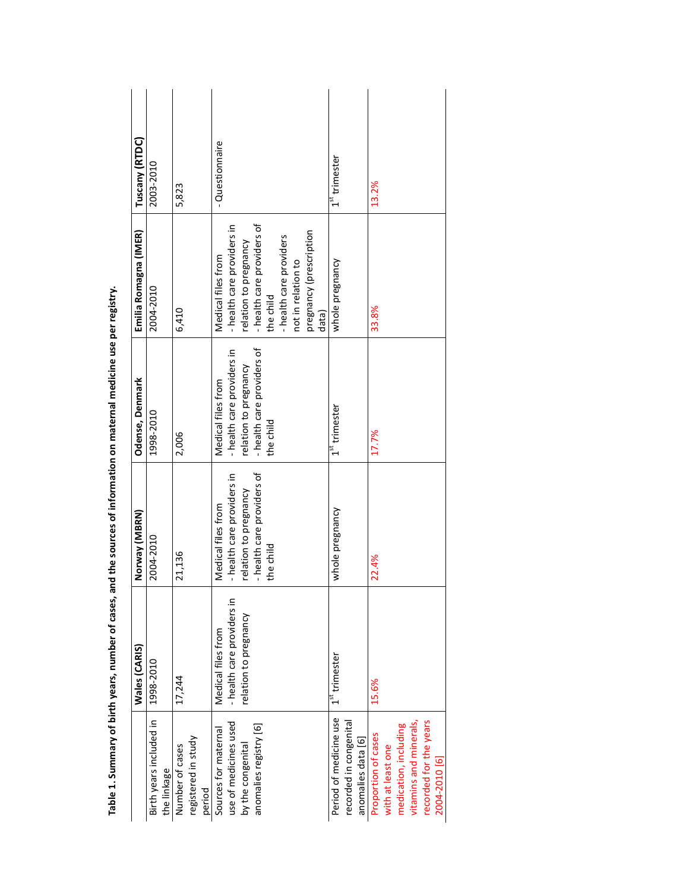**Table 1. Summary of birth years, number of cases, and the sources of information on maternal medicine use per registry.**

| | Wales (CARIS) | Norway (MBRN) | Odense, Denmark | Emilia Romagna (IMER) | Tuscany (RTDC) |
|---|---|---|---|---|---|
| Birth years included in the linkage | 1998-2010 | 2004-2010 | 1998-2010 | 2004-2010 | 2003-2010 |
| Number of cases registered in study period | 17,244 | 21,136 | 2,006 | 6,410 | 5,823 |
| Sources for maternal use of medicines used by the congenital anomalies registry [6] | Medical files from<br>- health care providers in relation to pregnancy | Medical files from<br>- health care providers in relation to pregnancy<br>- health care providers of the child | Medical files from<br>- health care providers in relation to pregnancy<br>- health care providers of the child | Medical files from<br>- health care providers in relation to pregnancy<br>- health care providers of the child<br>- health care providers not in relation to pregnancy (prescription data) | - Questionnaire |
| Period of medicine use recorded in congenital anomalies data [6] | 1st trimester | whole pregnancy | 1st trimester | whole pregnancy | 1st trimester |
| Proportion of cases with at least one medication, including vitamins and minerals, recorded for the years 2004-2010 [6] | 15.6% | 22.4% | 17.7% | 33.8% | 13.2% |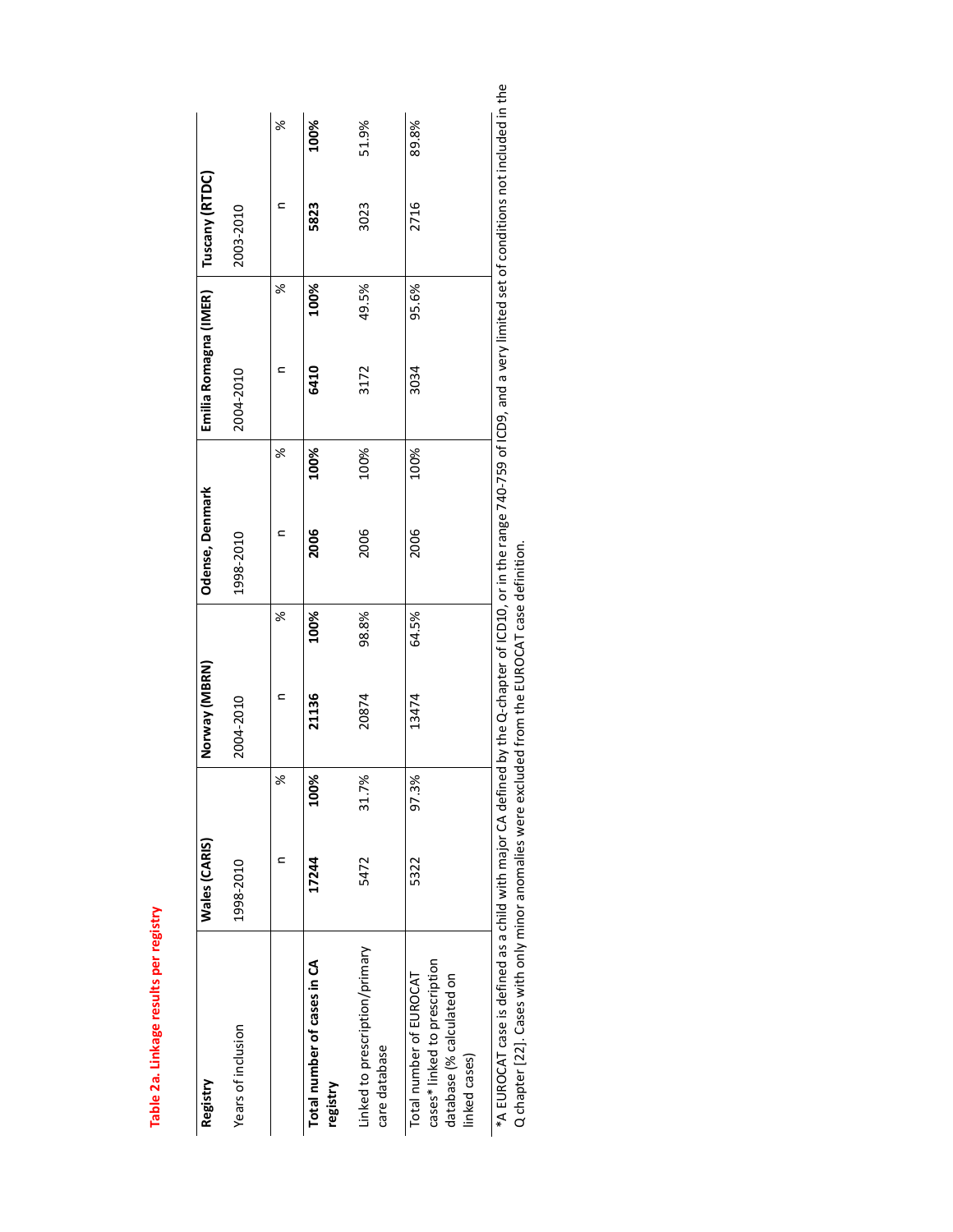**Table 2a. Linkage results per registry**

| Registry | Wales (CARIS) | | Norway (MBRN) | | Odense, Denmark | | Emilia Romagna (IMER) | | Tuscany (RTDC) | |
|---|---|---|---|---|---|---|---|---|---|---|
| Years of inclusion | 1998-2010 | | 2004-2010 | | 1998-2010 | | 2004-2010 | | 2003-2010 | |
| | n | % | n | % | n | % | n | % | n | % |
| **Total number of cases in CA registry** | **17244** | **100%** | **21136** | **100%** | **2006** | **100%** | **6410** | **100%** | **5823** | **100%** |
| Linked to prescription/primary care database | 5472 | 31.7% | 20874 | 98.8% | 2006 | 100% | 3172 | 49.5% | 3023 | 51.9% |
| Total number of EUROCAT cases* linked to prescription database (% calculated on linked cases) | 5322 | 97.3% | 13474 | 64.5% | 2006 | 100% | 3034 | 95.6% | 2716 | 89.8% |

*A EUROCAT case is defined as a child with major CA defined by the Q-chapter of ICD10, or in the range 740-759 of ICD9, and a very limited set of conditions not included in the Q chapter [22]. Cases with only minor anomalies were excluded from the EUROCAT case definition.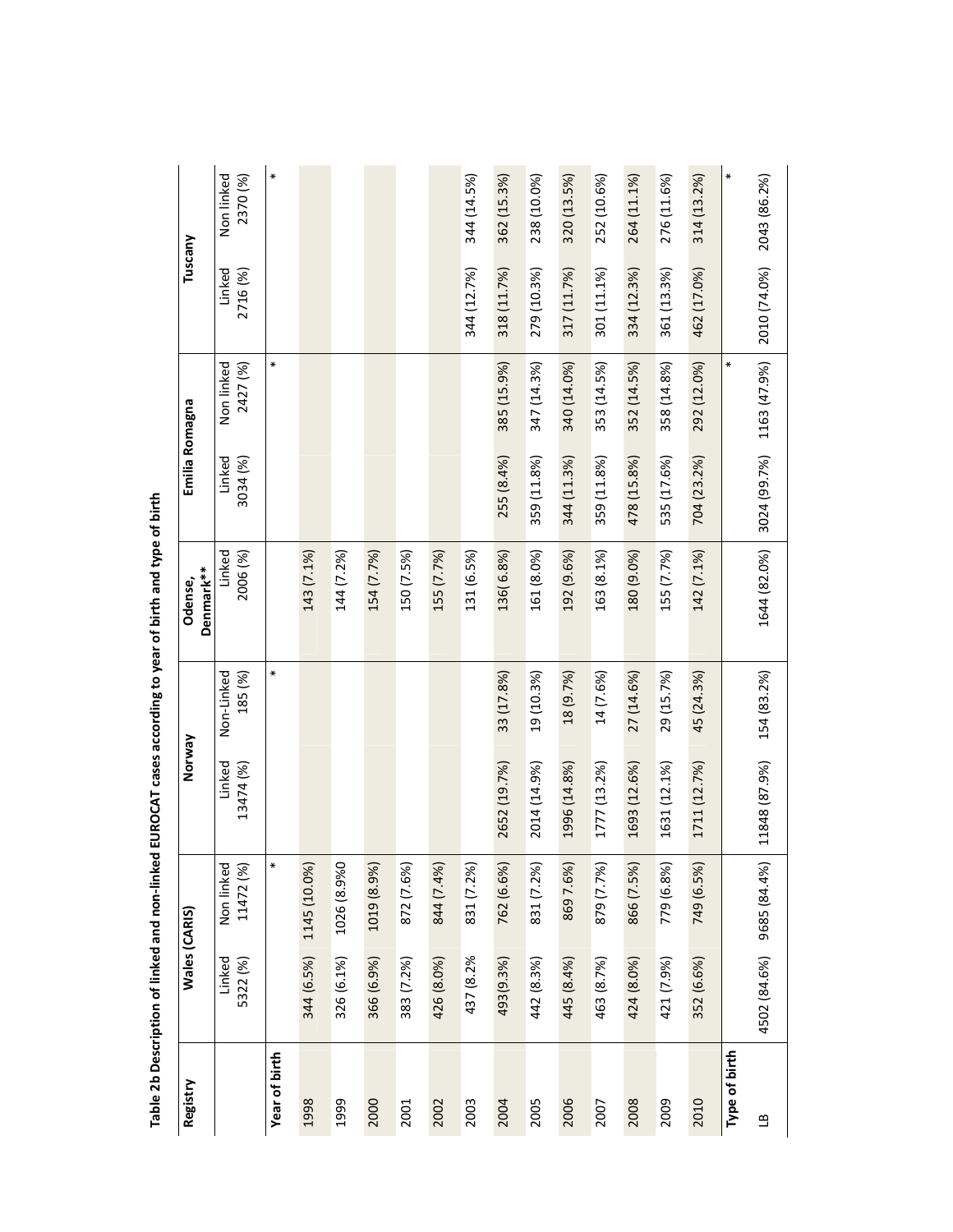**Table 2b Description of linked and non-linked EUROCAT cases according to year of birth and type of birth**

| Registry | Wales (CARIS) | | Norway | | Odense, Denmark** | Emilia Romagna | | Tuscany | |
|---|---|---|---|---|---|---|---|---|---|
| | Linked 5322 (%) | Non linked 11472 (%) | Linked 13474 (%) | Non-Linked 185 (%) | Linked 2006 (%) | Linked 3034 (%) | Non linked 2427 (%) | Linked 2716 (%) | Non linked 2370 (%) |
| **Year of birth** | | * | | * | | | * | | * |
| 1998 | 344 (6.5%) | 1145 (10.0%) | | | 143 (7.1%) | | | | |
| 1999 | 326 (6.1%) | 1026 (8.9%0 | | | 144 (7.2%) | | | | |
| 2000 | 366 (6.9%) | 1019 (8.9%) | | | 154 (7.7%) | | | | |
| 2001 | 383 (7.2%) | 872 (7.6%) | | | 150 (7.5%) | | | | |
| 2002 | 426 (8.0%) | 844 (7.4%) | | | 155 (7.7%) | | | | |
| 2003 | 437 (8.2% | 831 (7.2%) | | | 131 (6.5%) | | | 344 (12.7%) | 344 (14.5%) |
| 2004 | 493(9.3%) | 762 (6.6%) | 2652 (19.7%) | 33 (17.8%) | 136( 6.8%) | 255 (8.4%) | 385 (15.9%) | 318 (11.7%) | 362 (15.3%) |
| 2005 | 442 (8.3%) | 831 (7.2%) | 2014 (14.9%) | 19 (10.3%) | 161 (8.0%) | 359 (11.8%) | 347 (14.3%) | 279 (10.3%) | 238 (10.0%) |
| 2006 | 445 (8.4%) | 869 7.6%) | 1996 (14.8%) | 18 (9.7%) | 192 (9.6%) | 344 (11.3%) | 340 (14.0%) | 317 (11.7%) | 320 (13.5%) |
| 2007 | 463 (8.7%) | 879 (7.7%) | 1777 (13.2%) | 14 (7.6%) | 163 (8.1%) | 359 (11.8%) | 353 (14.5%) | 301 (11.1%) | 252 (10.6%) |
| 2008 | 424 (8.0%) | 866 (7.5%) | 1693 (12.6%) | 27 (14.6%) | 180 (9.0%) | 478 (15.8%) | 352 (14.5%) | 334 (12.3%) | 264 (11.1%) |
| 2009 | 421 (7.9%) | 779 (6.8%) | 1631 (12.1%) | 29 (15.7%) | 155 (7.7%) | 535 (17.6%) | 358 (14.8%) | 361 (13.3%) | 276 (11.6%) |
| 2010 | 352 (6.6%) | 749 (6.5%) | 1711 (12.7%) | 45 (24.3%) | 142 (7.1%) | 704 (23.2%) | 292 (12.0%) | 462 (17.0%) | 314 (13.2%) |
| **Type of birth** | | | | | | | * | | * |
| LB | 4502 (84.6%) | 9685 (84.4%) | 11848 (87.9%) | 154 (83.2%) | 1644 (82.0%) | 3024 (99.7%) | 1163 (47.9%) | 2010 (74.0%) | 2043 (86.2%) |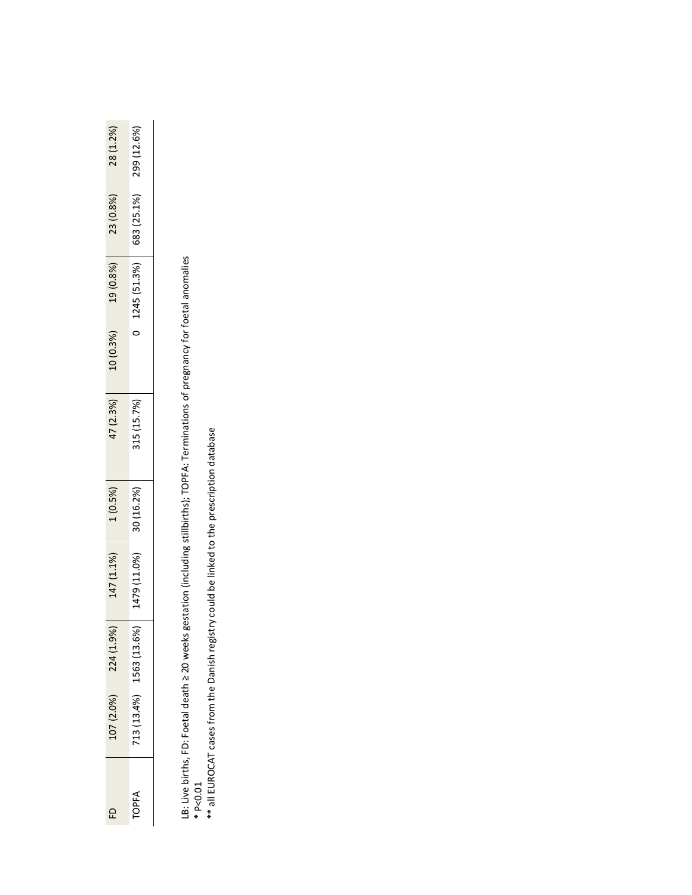| FD | 107 (2.0%) | 224 (1.9%) | 147 (1.1%) | 1 (0.5%) | 47 (2.3%) | 10 (0.3%) | 19 (0.8%) | 23 (0.8%) | 28 (1.2%) |
|---|---|---|---|---|---|---|---|---|---|
| TOPFA | 713 (13.4%) | 1563 (13.6%) | 1479 (11.0%) | 30 (16.2%) | 315 (15.7%) | 0 | 1245 (51.3%) | 683 (25.1%) | 299 (12.6%) |

LB: Live births, FD: Foetal death ≥ 20 weeks gestation (including stillbirths); TOPFA: Terminations of pregnancy for foetal anomalies

* P<0.01

** all EUROCAT cases from the Danish registry could be linked to the prescription database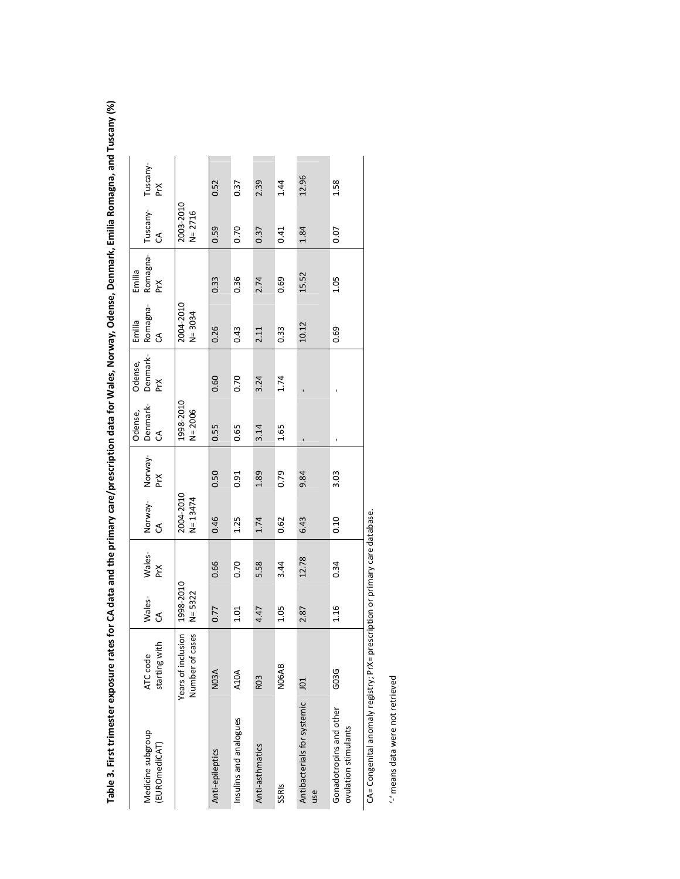**Table 3. First trimester exposure rates for CA data and the primary care/prescription data for Wales, Norway, Odense, Denmark, Emilia Romagna, and Tuscany (%)**

| Medicine subgroup (EUROmediCAT) | ATC code starting with | Wales-CA | Wales-PrX | Norway-CA | Norway-PrX | Odense, Denmark-CA | Odense, Denmark-PrX | Emilia Romagna-CA | Emilia Romagna-PrX | Tuscany-CA | Tuscany-PrX |
|---|---|---|---|---|---|---|---|---|---|---|---|
| | Years of inclusion Number of cases | 1998-2010 N= 5322 | | 2004-2010 N= 13474 | | 1998-2010 N= 2006 | | 2004-2010 N= 3034 | | 2003-2010 N= 2716 | |
| Anti-epileptics | N03A | 0.77 | 0.66 | 0.46 | 0.50 | 0.55 | 0.60 | 0.26 | 0.33 | 0.59 | 0.52 |
| Insulins and analogues | A10A | 1.01 | 0.70 | 1.25 | 0.91 | 0.65 | 0.70 | 0.43 | 0.36 | 0.70 | 0.37 |
| Anti-asthmatics | R03 | 4.47 | 5.58 | 1.74 | 1.89 | 3.14 | 3.24 | 2.11 | 2.74 | 0.37 | 2.39 |
| SSRIs | N06AB | 1.05 | 3.44 | 0.62 | 0.79 | 1.65 | 1.74 | 0.33 | 0.69 | 0.41 | 1.44 |
| Antibacterials for systemic use | J01 | 2.87 | 12.78 | 6.43 | 9.84 | - | - | 10.12 | 15.52 | 1.84 | 12.96 |
| Gonadotropins and other ovulation stimulants | G03G | 1.16 | 0.34 | 0.10 | 3.03 | - | - | 0.69 | 1.05 | 0.07 | 1.58 |

CA= Congenital anomaly registry; PrX= prescription or primary care database.

'-' means data were not retrieved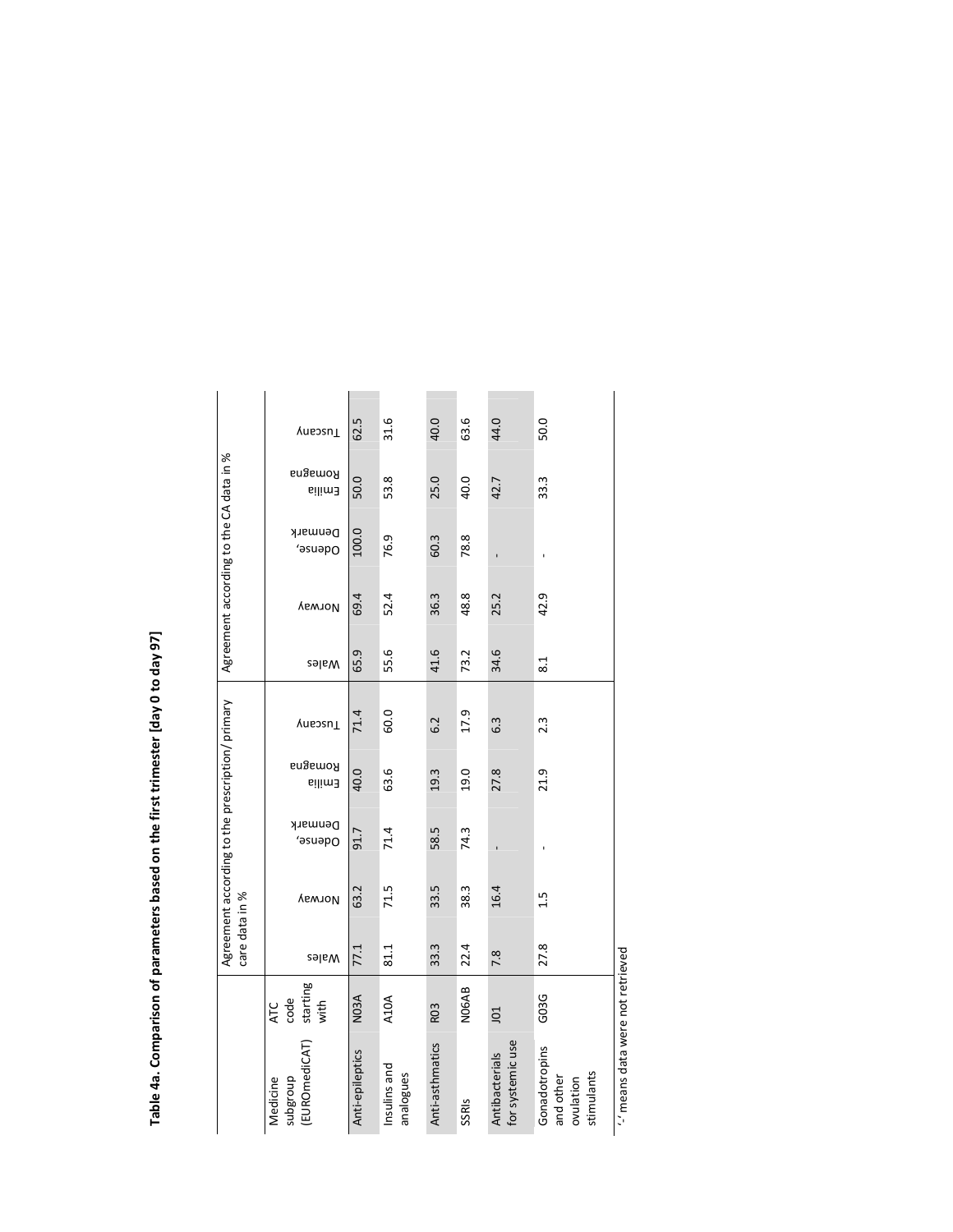**Table 4a. Comparison of parameters based on the first trimester [day 0 to day 97]**

| Medicine subgroup (EUROmediCAT) | ATC code starting with | Agreement according to the prescription/ primary care data in % | | | | | Agreement according to the CA data in % | | | | |
|---|---|---|---|---|---|---|---|---|---|---|---|
| | | Wales | Norway | Odense, Denmark | Emilia Romagna | Tuscany | Wales | Norway | Odense, Denmark | Emilia Romagna | Tuscany |
| Anti-epileptics | N03A | 77.1 | 63.2 | 91.7 | 40.0 | 71.4 | 65.9 | 69.4 | 100.0 | 50.0 | 62.5 |
| Insulins and analogues | A10A | 81.1 | 71.5 | 71.4 | 63.6 | 60.0 | 55.6 | 52.4 | 76.9 | 53.8 | 31.6 |
| Anti-asthmatics | R03 | 33.3 | 33.5 | 58.5 | 19.3 | 6.2 | 41.6 | 36.3 | 60.3 | 25.0 | 40.0 |
| SSRIs | N06AB | 22.4 | 38.3 | 74.3 | 19.0 | 17.9 | 73.2 | 48.8 | 78.8 | 40.0 | 63.6 |
| Antibacterials for systemic use | J01 | 7.8 | 16.4 | - | 27.8 | 6.3 | 34.6 | 25.2 | - | 42.7 | 44.0 |
| Gonadotropins and other ovulation stimulants | G03G | 27.8 | 1.5 | - | 21.9 | 2.3 | 8.1 | 42.9 | - | 33.3 | 50.0 |

'-' means data were not retrieved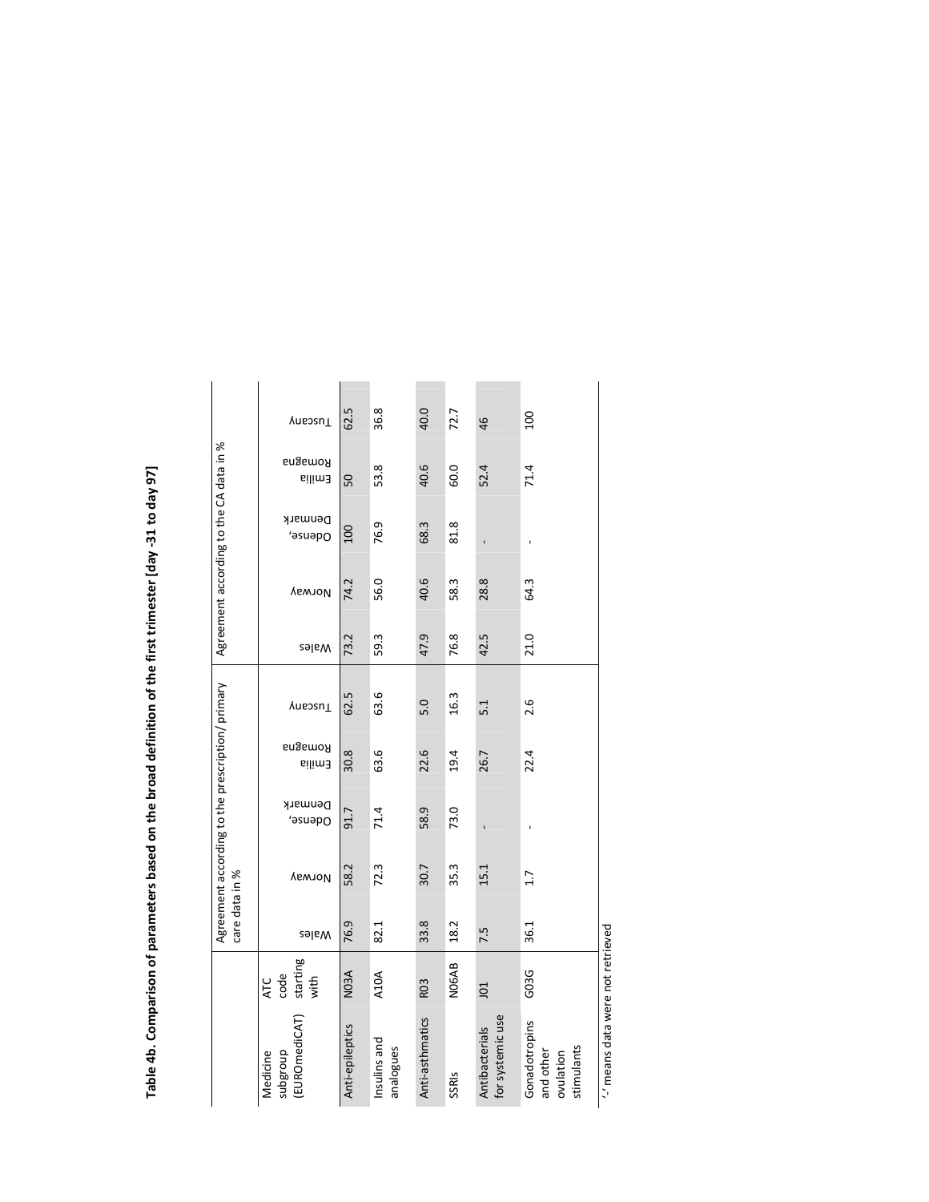**Table 4b. Comparison of parameters based on the broad definition of the first trimester [day -31 to day 97]**

| | | Agreement according to the prescription/primary care data in % | | | | | Agreement according to the CA data in % | | | | |
|---|---|---|---|---|---|---|---|---|---|---|---|
| Medicine subgroup (EUROmediCAT) | ATC code starting with | Wales | Norway | Odense, Denmark | Emilia Romagna | Tuscany | Wales | Norway | Odense, Denmark | Emilia Romagna | Tuscany |
| Anti-epileptics | N03A | 76.9 | 58.2 | 91.7 | 30.8 | 62.5 | 73.2 | 74.2 | 100 | 50 | 62.5 |
| Insulins and analogues | A10A | 82.1 | 72.3 | 71.4 | 63.6 | 63.6 | 59.3 | 56.0 | 76.9 | 53.8 | 36.8 |
| Anti-asthmatics | R03 | 33.8 | 30.7 | 58.9 | 22.6 | 5.0 | 47.9 | 40.6 | 68.3 | 40.6 | 40.0 |
| SSRIs | N06AB | 18.2 | 35.3 | 73.0 | 19.4 | 16.3 | 76.8 | 58.3 | 81.8 | 60.0 | 72.7 |
| Antibacterials for systemic use | J01 | 7.5 | 15.1 | - | 26.7 | 5.1 | 42.5 | 28.8 | - | 52.4 | 46 |
| Gonadotropins and other ovulation stimulants | G03G | 36.1 | 1.7 | - | 22.4 | 2.6 | 21.0 | 64.3 | - | 71.4 | 100 |

'-' means data were not retrieved